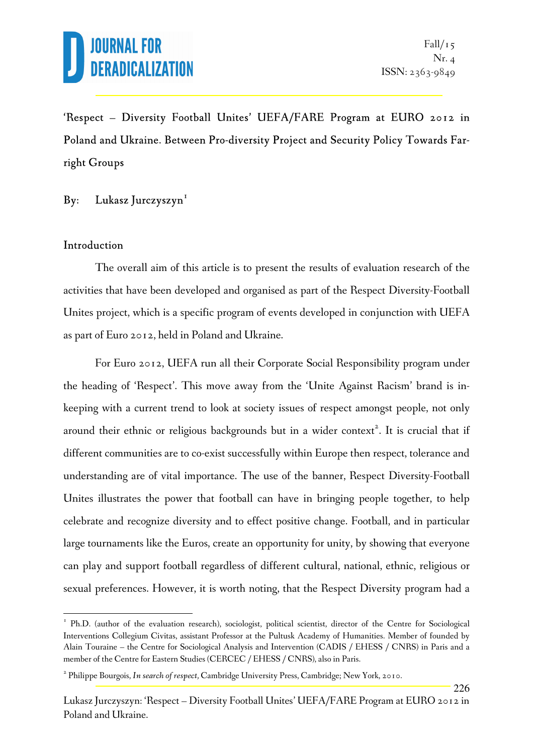# 'Respect – Diversity Football Unites' UEFA/FARE Program at EURO 2012 in Poland and Ukraine. Between Pro-diversity Project and Security Policy Towards Far-right Groups

By: Lukasz Jurczyszyn[1]

## Introduction

The overall aim of this article is to present the results of evaluation research of the activities that have been developed and organised as part of the Respect Diversity-Football Unites project, which is a specific program of events developed in conjunction with UEFA as part of Euro 2012, held in Poland and Ukraine.

For Euro 2012, UEFA run all their Corporate Social Responsibility program under the heading of 'Respect'. This move away from the 'Unite Against Racism' brand is in-keeping with a current trend to look at society issues of respect amongst people, not only around their ethnic or religious backgrounds but in a wider context[2]. It is crucial that if different communities are to co-exist successfully within Europe then respect, tolerance and understanding are of vital importance. The use of the banner, Respect Diversity-Football Unites illustrates the power that football can have in bringing people together, to help celebrate and recognize diversity and to effect positive change. Football, and in particular large tournaments like the Euros, create an opportunity for unity, by showing that everyone can play and support football regardless of different cultural, national, ethnic, religious or sexual preferences. However, it is worth noting, that the Respect Diversity program had a

[1] Ph.D. (author of the evaluation research), sociologist, political scientist, director of the Centre for Sociological Interventions Collegium Civitas, assistant Professor at the Pultusk Academy of Humanities. Member of founded by Alain Touraine – the Centre for Sociological Analysis and Intervention (CADIS / EHESS / CNRS) in Paris and a member of the Centre for Eastern Studies (CERCEC / EHESS / CNRS), also in Paris.

[2] Philippe Bourgois, *In search of respect,* Cambridge University Press, Cambridge; New York, 2010.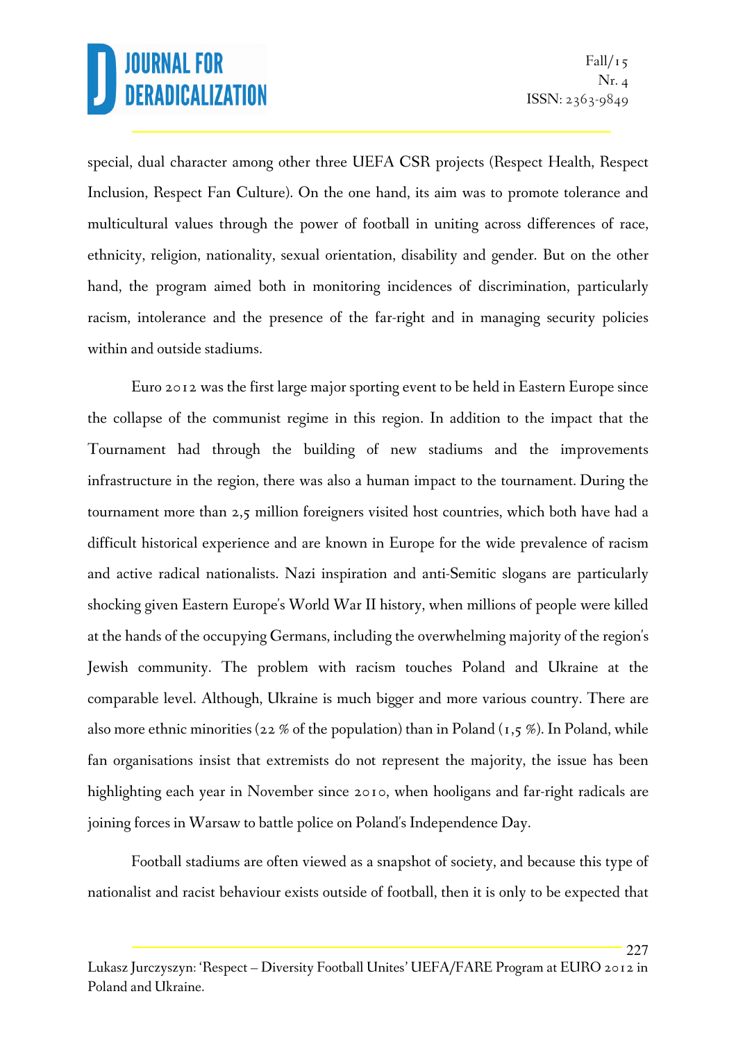special, dual character among other three UEFA CSR projects (Respect Health, Respect Inclusion, Respect Fan Culture). On the one hand, its aim was to promote tolerance and multicultural values through the power of football in uniting across differences of race, ethnicity, religion, nationality, sexual orientation, disability and gender. But on the other hand, the program aimed both in monitoring incidences of discrimination, particularly racism, intolerance and the presence of the far-right and in managing security policies within and outside stadiums.

Euro 2012 was the first large major sporting event to be held in Eastern Europe since the collapse of the communist regime in this region. In addition to the impact that the Tournament had through the building of new stadiums and the improvements infrastructure in the region, there was also a human impact to the tournament. During the tournament more than 2,5 million foreigners visited host countries, which both have had a difficult historical experience and are known in Europe for the wide prevalence of racism and active radical nationalists. Nazi inspiration and anti-Semitic slogans are particularly shocking given Eastern Europe's World War II history, when millions of people were killed at the hands of the occupying Germans, including the overwhelming majority of the region's Jewish community. The problem with racism touches Poland and Ukraine at the comparable level. Although, Ukraine is much bigger and more various country. There are also more ethnic minorities (22 % of the population) than in Poland (1,5 %). In Poland, while fan organisations insist that extremists do not represent the majority, the issue has been highlighting each year in November since 2010, when hooligans and far-right radicals are joining forces in Warsaw to battle police on Poland's Independence Day.

Football stadiums are often viewed as a snapshot of society, and because this type of nationalist and racist behaviour exists outside of football, then it is only to be expected that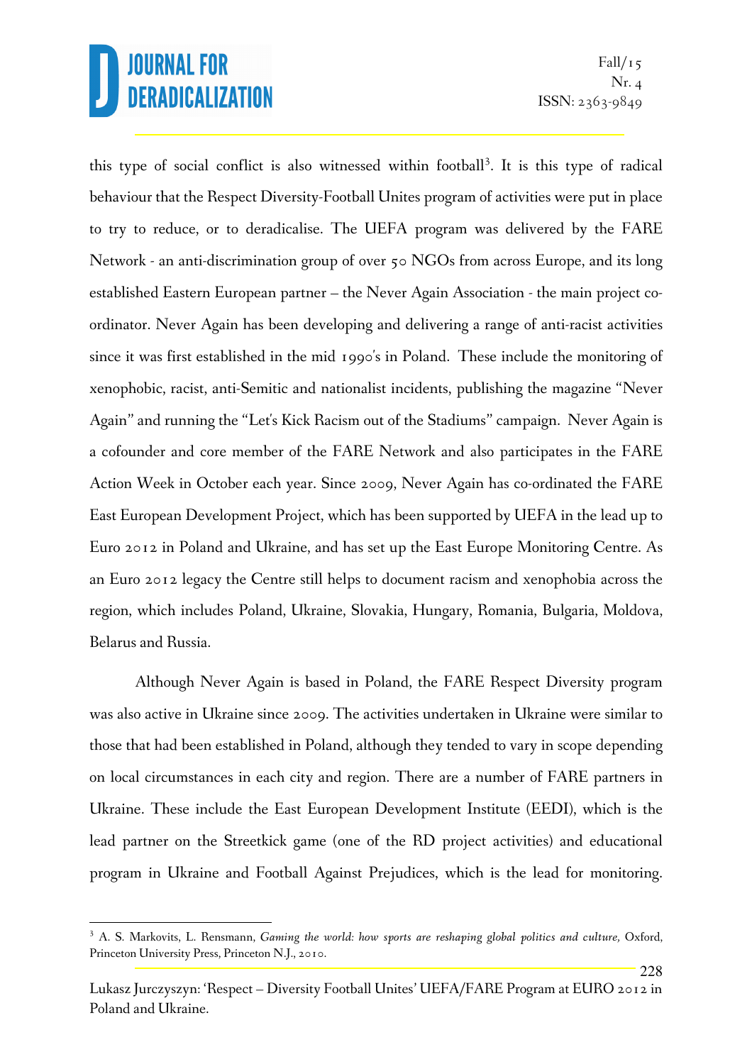this type of social conflict is also witnessed within football[3]. It is this type of radical behaviour that the Respect Diversity-Football Unites program of activities were put in place to try to reduce, or to deradicalise. The UEFA program was delivered by the FARE Network - an anti-discrimination group of over 50 NGOs from across Europe, and its long established Eastern European partner – the Never Again Association - the main project co-ordinator. Never Again has been developing and delivering a range of anti-racist activities since it was first established in the mid 1990's in Poland. These include the monitoring of xenophobic, racist, anti-Semitic and nationalist incidents, publishing the magazine "Never Again" and running the "Let's Kick Racism out of the Stadiums" campaign. Never Again is a cofounder and core member of the FARE Network and also participates in the FARE Action Week in October each year. Since 2009, Never Again has co-ordinated the FARE East European Development Project, which has been supported by UEFA in the lead up to Euro 2012 in Poland and Ukraine, and has set up the East Europe Monitoring Centre. As an Euro 2012 legacy the Centre still helps to document racism and xenophobia across the region, which includes Poland, Ukraine, Slovakia, Hungary, Romania, Bulgaria, Moldova, Belarus and Russia.

Although Never Again is based in Poland, the FARE Respect Diversity program was also active in Ukraine since 2009. The activities undertaken in Ukraine were similar to those that had been established in Poland, although they tended to vary in scope depending on local circumstances in each city and region. There are a number of FARE partners in Ukraine. These include the East European Development Institute (EEDI), which is the lead partner on the Streetkick game (one of the RD project activities) and educational program in Ukraine and Football Against Prejudices, which is the lead for monitoring.

[3] A. S. Markovits, L. Rensmann, *Gaming the world: how sports are reshaping global politics and culture,* Oxford, Princeton University Press, Princeton N.J., 2010.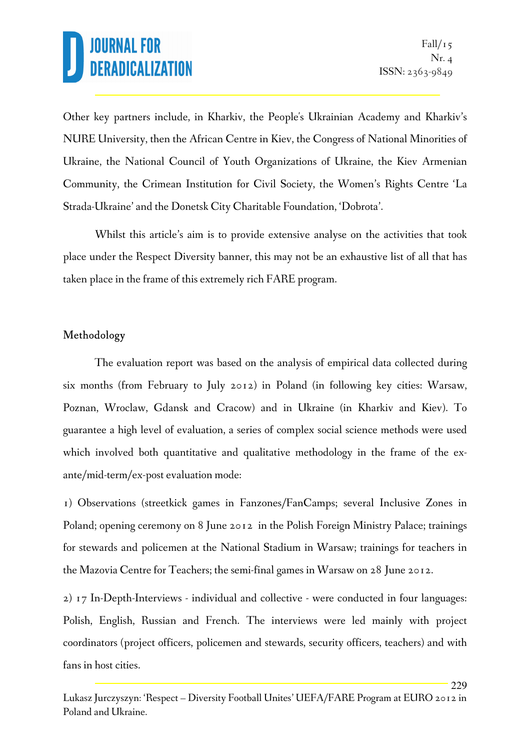Other key partners include, in Kharkiv, the People's Ukrainian Academy and Kharkiv's NURE University, then the African Centre in Kiev, the Congress of National Minorities of Ukraine, the National Council of Youth Organizations of Ukraine, the Kiev Armenian Community, the Crimean Institution for Civil Society, the Women's Rights Centre 'La Strada-Ukraine' and the Donetsk City Charitable Foundation, 'Dobrota'.

Whilst this article's aim is to provide extensive analyse on the activities that took place under the Respect Diversity banner, this may not be an exhaustive list of all that has taken place in the frame of this extremely rich FARE program.

## Methodology

The evaluation report was based on the analysis of empirical data collected during six months (from February to July 2012) in Poland (in following key cities: Warsaw, Poznan, Wroclaw, Gdansk and Cracow) and in Ukraine (in Kharkiv and Kiev). To guarantee a high level of evaluation, a series of complex social science methods were used which involved both quantitative and qualitative methodology in the frame of the ex-ante/mid-term/ex-post evaluation mode:

1) Observations (streetkick games in Fanzones/FanCamps; several Inclusive Zones in Poland; opening ceremony on 8 June 2012 in the Polish Foreign Ministry Palace; trainings for stewards and policemen at the National Stadium in Warsaw; trainings for teachers in the Mazovia Centre for Teachers; the semi-final games in Warsaw on 28 June 2012.

2) 17 In-Depth-Interviews - individual and collective - were conducted in four languages: Polish, English, Russian and French. The interviews were led mainly with project coordinators (project officers, policemen and stewards, security officers, teachers) and with fans in host cities.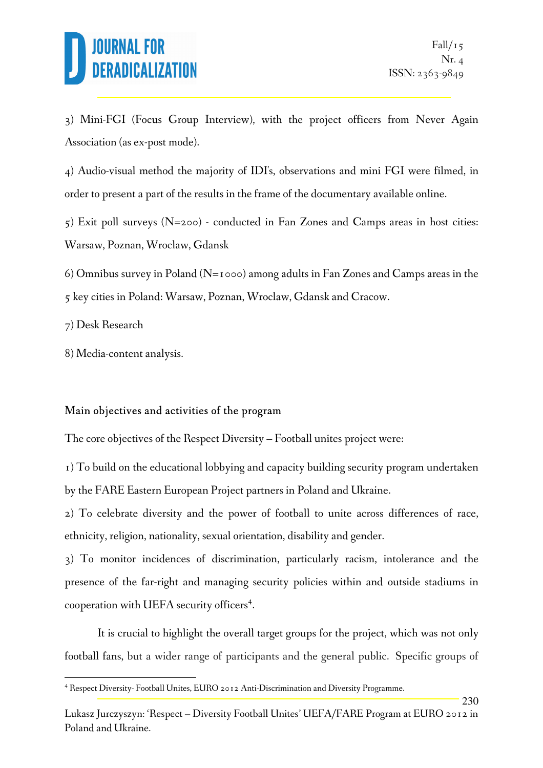3) Mini-FGI (Focus Group Interview), with the project officers from Never Again Association (as ex-post mode).

4) Audio-visual method the majority of IDI's, observations and mini FGI were filmed, in order to present a part of the results in the frame of the documentary available online.

5) Exit poll surveys (N=200) - conducted in Fan Zones and Camps areas in host cities: Warsaw, Poznan, Wroclaw, Gdansk

6) Omnibus survey in Poland (N=1000) among adults in Fan Zones and Camps areas in the 5 key cities in Poland: Warsaw, Poznan, Wroclaw, Gdansk and Cracow.

7) Desk Research

8) Media-content analysis.

## Main objectives and activities of the program

The core objectives of the Respect Diversity – Football unites project were:

1) To build on the educational lobbying and capacity building security program undertaken by the FARE Eastern European Project partners in Poland and Ukraine.

2) To celebrate diversity and the power of football to unite across differences of race, ethnicity, religion, nationality, sexual orientation, disability and gender.

3) To monitor incidences of discrimination, particularly racism, intolerance and the presence of the far-right and managing security policies within and outside stadiums in cooperation with UEFA security officers[4].

It is crucial to highlight the overall target groups for the project, which was not only football fans, but a wider range of participants and the general public. Specific groups of

[4] Respect Diversity- Football Unites, EURO 2012 Anti-Discrimination and Diversity Programme.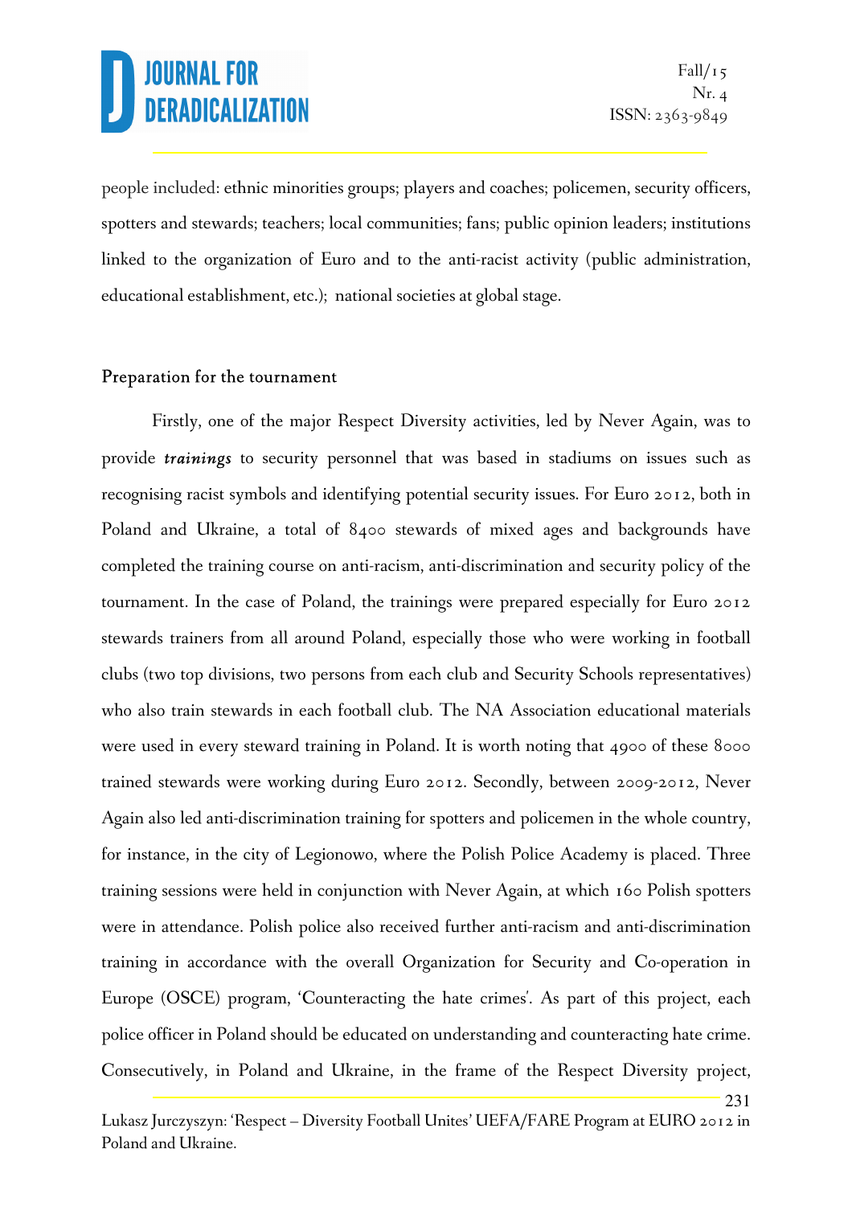people included: ethnic minorities groups; players and coaches; policemen, security officers, spotters and stewards; teachers; local communities; fans; public opinion leaders; institutions linked to the organization of Euro and to the anti-racist activity (public administration, educational establishment, etc.); national societies at global stage.

## Preparation for the tournament

Firstly, one of the major Respect Diversity activities, led by Never Again, was to provide ***trainings*** to security personnel that was based in stadiums on issues such as recognising racist symbols and identifying potential security issues. For Euro 2012, both in Poland and Ukraine, a total of 8400 stewards of mixed ages and backgrounds have completed the training course on anti-racism, anti-discrimination and security policy of the tournament. In the case of Poland, the trainings were prepared especially for Euro 2012 stewards trainers from all around Poland, especially those who were working in football clubs (two top divisions, two persons from each club and Security Schools representatives) who also train stewards in each football club. The NA Association educational materials were used in every steward training in Poland. It is worth noting that 4900 of these 8000 trained stewards were working during Euro 2012. Secondly, between 2009-2012, Never Again also led anti-discrimination training for spotters and policemen in the whole country, for instance, in the city of Legionowo, where the Polish Police Academy is placed. Three training sessions were held in conjunction with Never Again, at which 160 Polish spotters were in attendance. Polish police also received further anti-racism and anti-discrimination training in accordance with the overall Organization for Security and Co-operation in Europe (OSCE) program, 'Counteracting the hate crimes'. As part of this project, each police officer in Poland should be educated on understanding and counteracting hate crime. Consecutively, in Poland and Ukraine, in the frame of the Respect Diversity project,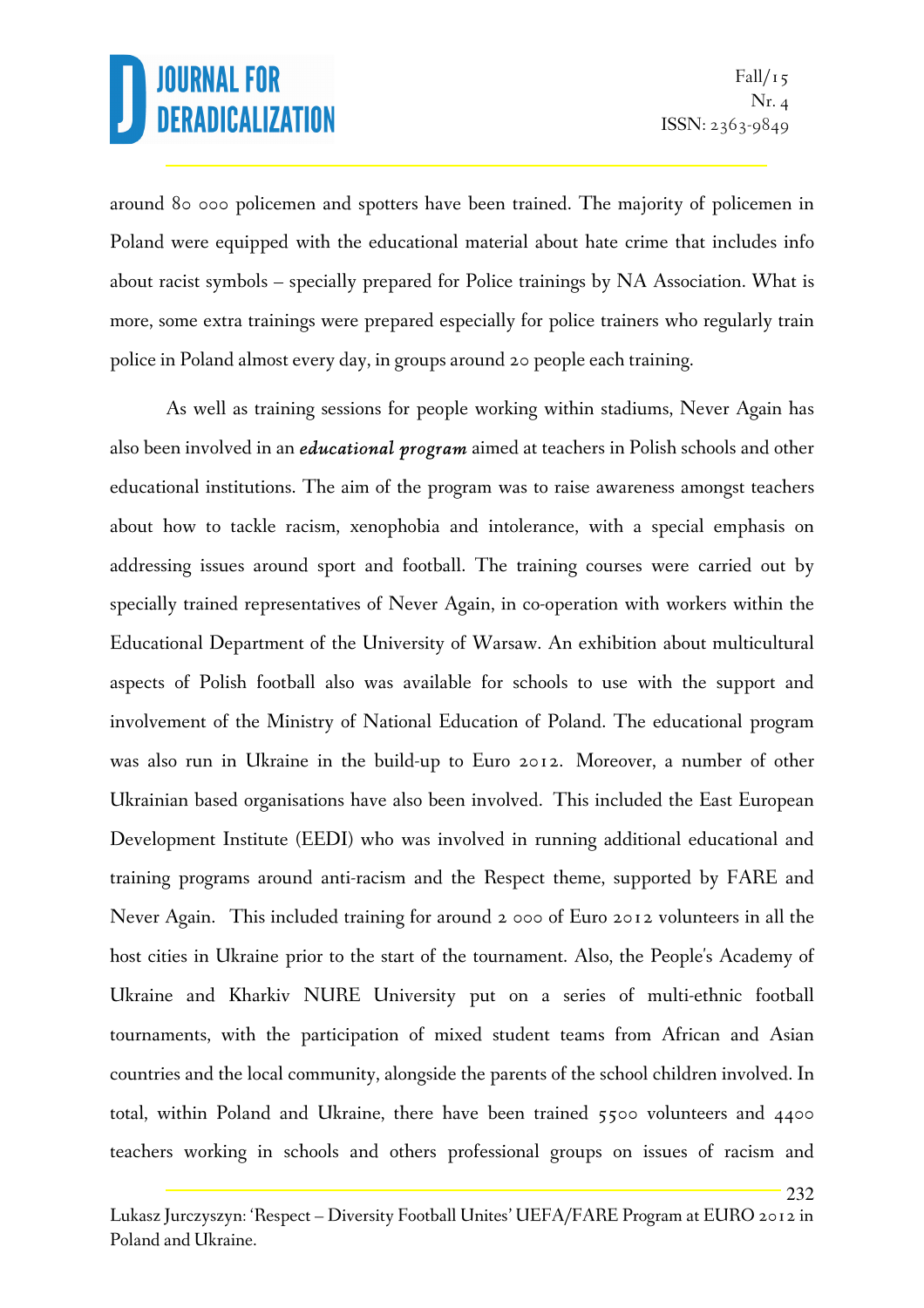around 80 000 policemen and spotters have been trained. The majority of policemen in Poland were equipped with the educational material about hate crime that includes info about racist symbols – specially prepared for Police trainings by NA Association. What is more, some extra trainings were prepared especially for police trainers who regularly train police in Poland almost every day, in groups around 20 people each training.

As well as training sessions for people working within stadiums, Never Again has also been involved in an ***educational program*** aimed at teachers in Polish schools and other educational institutions. The aim of the program was to raise awareness amongst teachers about how to tackle racism, xenophobia and intolerance, with a special emphasis on addressing issues around sport and football. The training courses were carried out by specially trained representatives of Never Again, in co-operation with workers within the Educational Department of the University of Warsaw. An exhibition about multicultural aspects of Polish football also was available for schools to use with the support and involvement of the Ministry of National Education of Poland. The educational program was also run in Ukraine in the build-up to Euro 2012. Moreover, a number of other Ukrainian based organisations have also been involved. This included the East European Development Institute (EEDI) who was involved in running additional educational and training programs around anti-racism and the Respect theme, supported by FARE and Never Again. This included training for around 2 000 of Euro 2012 volunteers in all the host cities in Ukraine prior to the start of the tournament. Also, the People's Academy of Ukraine and Kharkiv NURE University put on a series of multi-ethnic football tournaments, with the participation of mixed student teams from African and Asian countries and the local community, alongside the parents of the school children involved. In total, within Poland and Ukraine, there have been trained 5500 volunteers and 4400 teachers working in schools and others professional groups on issues of racism and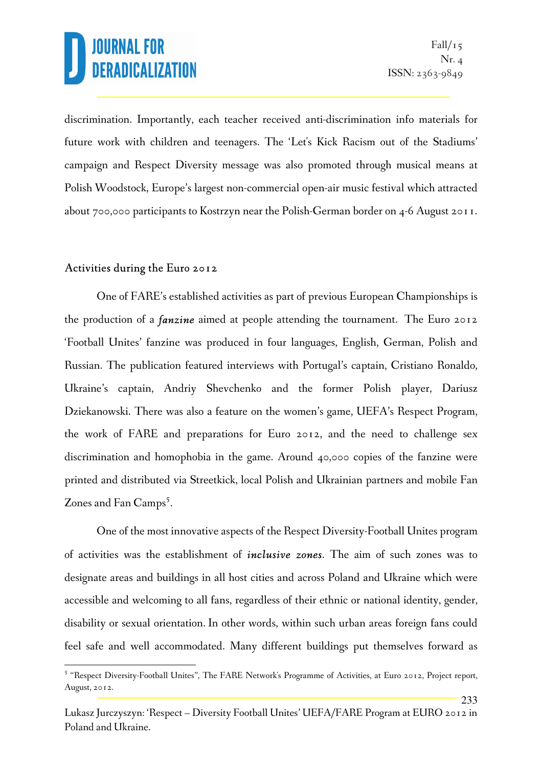discrimination. Importantly, each teacher received anti-discrimination info materials for future work with children and teenagers. The 'Let's Kick Racism out of the Stadiums' campaign and Respect Diversity message was also promoted through musical means at Polish Woodstock, Europe's largest non-commercial open-air music festival which attracted about 700,000 participants to Kostrzyn near the Polish-German border on 4-6 August 2011.

### Activities during the Euro 2012

One of FARE's established activities as part of previous European Championships is the production of a ***fanzine*** aimed at people attending the tournament. The Euro 2012 'Football Unites' fanzine was produced in four languages, English, German, Polish and Russian. The publication featured interviews with Portugal's captain, Cristiano Ronaldo, Ukraine's captain, Andriy Shevchenko and the former Polish player, Dariusz Dziekanowski. There was also a feature on the women's game, UEFA's Respect Program, the work of FARE and preparations for Euro 2012, and the need to challenge sex discrimination and homophobia in the game. Around 40,000 copies of the fanzine were printed and distributed via Streetkick, local Polish and Ukrainian partners and mobile Fan Zones and Fan Camps[5].

One of the most innovative aspects of the Respect Diversity-Football Unites program of activities was the establishment of ***inclusive zones***. The aim of such zones was to designate areas and buildings in all host cities and across Poland and Ukraine which were accessible and welcoming to all fans, regardless of their ethnic or national identity, gender, disability or sexual orientation. In other words, within such urban areas foreign fans could feel safe and well accommodated. Many different buildings put themselves forward as

---

[5] "Respect Diversity-Football Unites", The FARE Network's Programme of Activities, at Euro 2012, Project report, August, 2012.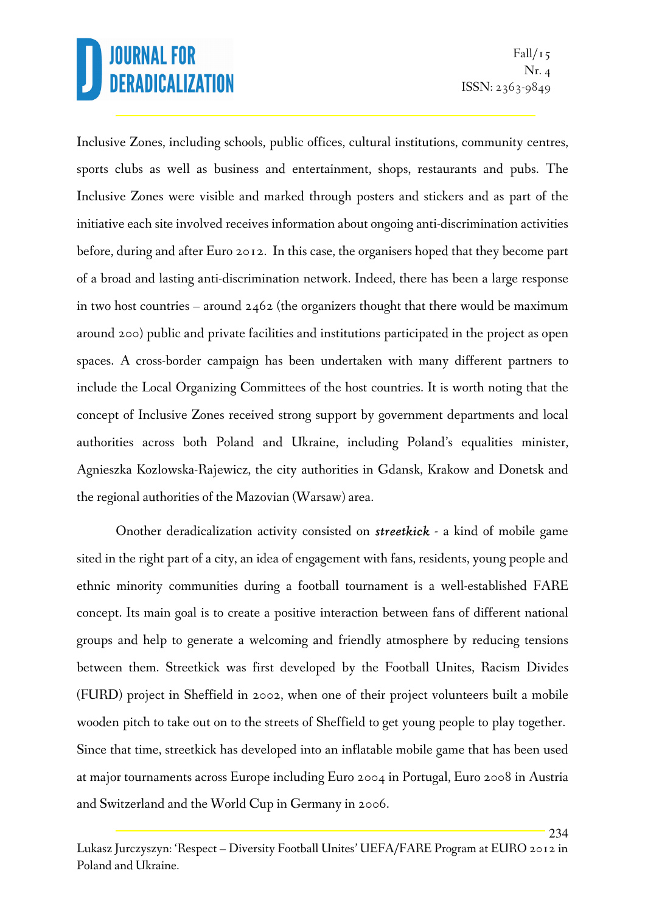Inclusive Zones, including schools, public offices, cultural institutions, community centres, sports clubs as well as business and entertainment, shops, restaurants and pubs. The Inclusive Zones were visible and marked through posters and stickers and as part of the initiative each site involved receives information about ongoing anti-discrimination activities before, during and after Euro 2012. In this case, the organisers hoped that they become part of a broad and lasting anti-discrimination network. Indeed, there has been a large response in two host countries – around 2462 (the organizers thought that there would be maximum around 200) public and private facilities and institutions participated in the project as open spaces. A cross-border campaign has been undertaken with many different partners to include the Local Organizing Committees of the host countries. It is worth noting that the concept of Inclusive Zones received strong support by government departments and local authorities across both Poland and Ukraine, including Poland's equalities minister, Agnieszka Kozlowska-Rajewicz, the city authorities in Gdansk, Krakow and Donetsk and the regional authorities of the Mazovian (Warsaw) area.

Onother deradicalization activity consisted on ***streetkick*** - a kind of mobile game sited in the right part of a city, an idea of engagement with fans, residents, young people and ethnic minority communities during a football tournament is a well-established FARE concept. Its main goal is to create a positive interaction between fans of different national groups and help to generate a welcoming and friendly atmosphere by reducing tensions between them. Streetkick was first developed by the Football Unites, Racism Divides (FURD) project in Sheffield in 2002, when one of their project volunteers built a mobile wooden pitch to take out on to the streets of Sheffield to get young people to play together. Since that time, streetkick has developed into an inflatable mobile game that has been used at major tournaments across Europe including Euro 2004 in Portugal, Euro 2008 in Austria and Switzerland and the World Cup in Germany in 2006.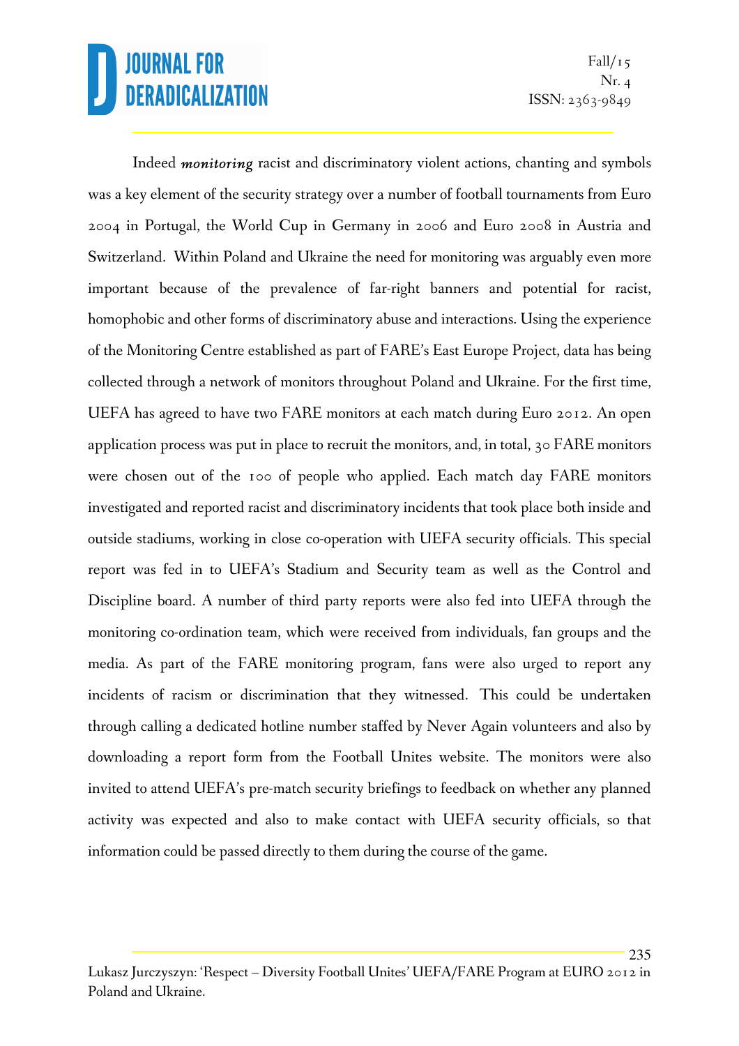Indeed *monitoring* racist and discriminatory violent actions, chanting and symbols was a key element of the security strategy over a number of football tournaments from Euro 2004 in Portugal, the World Cup in Germany in 2006 and Euro 2008 in Austria and Switzerland. Within Poland and Ukraine the need for monitoring was arguably even more important because of the prevalence of far-right banners and potential for racist, homophobic and other forms of discriminatory abuse and interactions. Using the experience of the Monitoring Centre established as part of FARE's East Europe Project, data has being collected through a network of monitors throughout Poland and Ukraine. For the first time, UEFA has agreed to have two FARE monitors at each match during Euro 2012. An open application process was put in place to recruit the monitors, and, in total, 30 FARE monitors were chosen out of the 100 of people who applied. Each match day FARE monitors investigated and reported racist and discriminatory incidents that took place both inside and outside stadiums, working in close co-operation with UEFA security officials. This special report was fed in to UEFA's Stadium and Security team as well as the Control and Discipline board. A number of third party reports were also fed into UEFA through the monitoring co-ordination team, which were received from individuals, fan groups and the media. As part of the FARE monitoring program, fans were also urged to report any incidents of racism or discrimination that they witnessed. This could be undertaken through calling a dedicated hotline number staffed by Never Again volunteers and also by downloading a report form from the Football Unites website. The monitors were also invited to attend UEFA's pre-match security briefings to feedback on whether any planned activity was expected and also to make contact with UEFA security officials, so that information could be passed directly to them during the course of the game.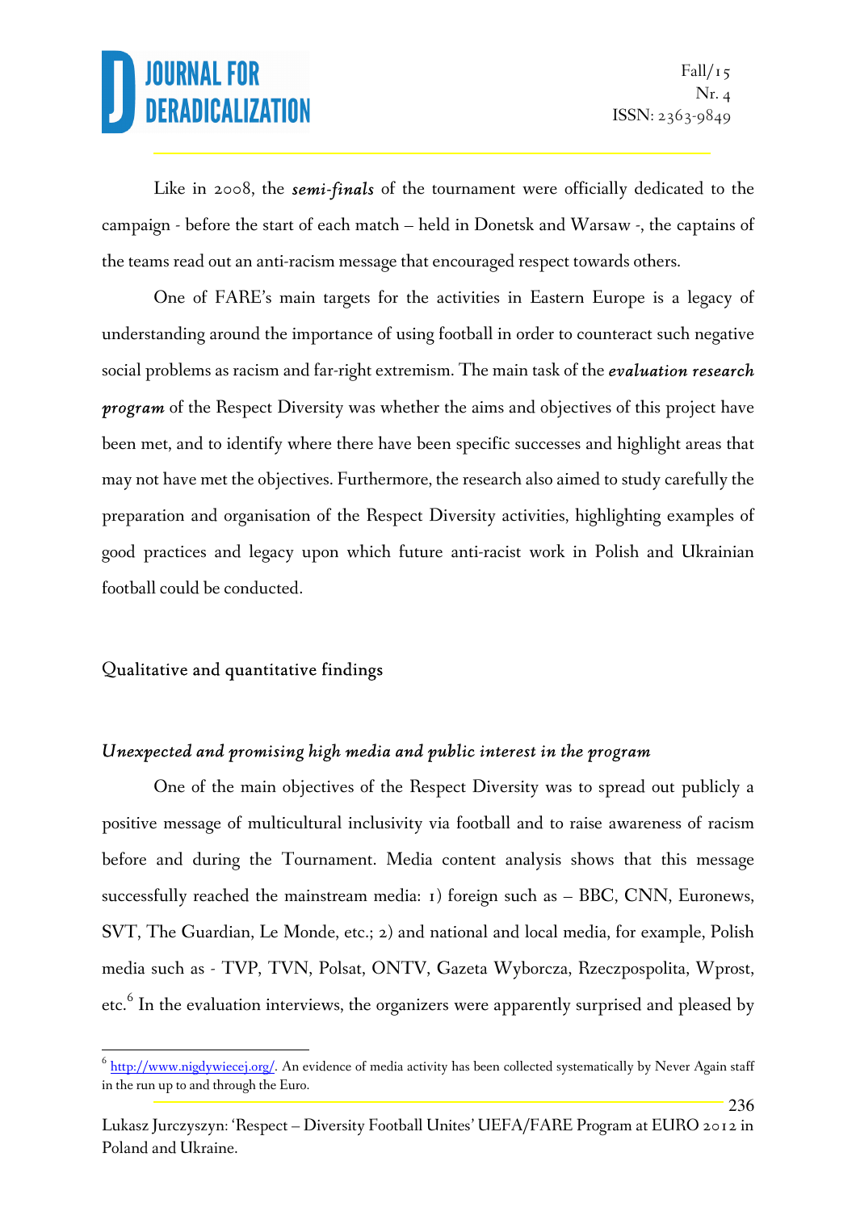Like in 2008, the ***semi-finals*** of the tournament were officially dedicated to the campaign - before the start of each match – held in Donetsk and Warsaw -, the captains of the teams read out an anti-racism message that encouraged respect towards others.

One of FARE's main targets for the activities in Eastern Europe is a legacy of understanding around the importance of using football in order to counteract such negative social problems as racism and far-right extremism. The main task of the ***evaluation research program*** of the Respect Diversity was whether the aims and objectives of this project have been met, and to identify where there have been specific successes and highlight areas that may not have met the objectives. Furthermore, the research also aimed to study carefully the preparation and organisation of the Respect Diversity activities, highlighting examples of good practices and legacy upon which future anti-racist work in Polish and Ukrainian football could be conducted.

## Qualitative and quantitative findings

### *Unexpected and promising high media and public interest in the program*

One of the main objectives of the Respect Diversity was to spread out publicly a positive message of multicultural inclusivity via football and to raise awareness of racism before and during the Tournament. Media content analysis shows that this message successfully reached the mainstream media: 1) foreign such as – BBC, CNN, Euronews, SVT, The Guardian, Le Monde, etc.; 2) and national and local media, for example, Polish media such as - TVP, TVN, Polsat, ONTV, Gazeta Wyborcza, Rzeczpospolita, Wprost, etc.[6] In the evaluation interviews, the organizers were apparently surprised and pleased by

[6] http://www.nigdywiecej.org/. An evidence of media activity has been collected systematically by Never Again staff in the run up to and through the Euro.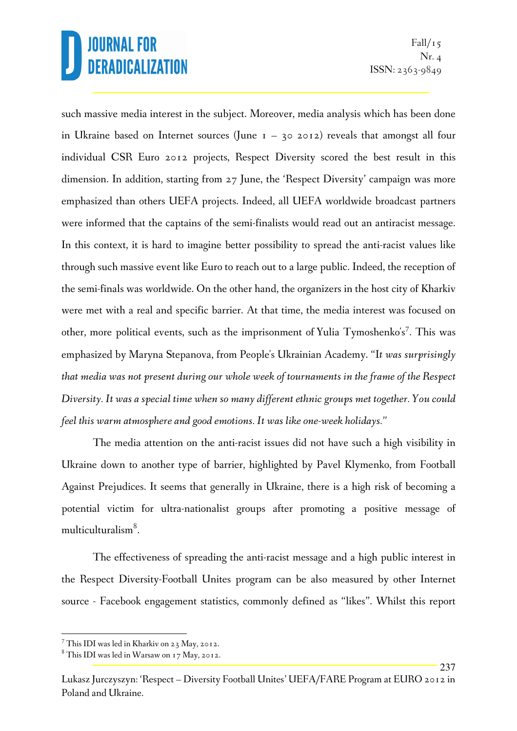such massive media interest in the subject. Moreover, media analysis which has been done in Ukraine based on Internet sources (June 1 – 30 2012) reveals that amongst all four individual CSR Euro 2012 projects, Respect Diversity scored the best result in this dimension. In addition, starting from 27 June, the 'Respect Diversity' campaign was more emphasized than others UEFA projects. Indeed, all UEFA worldwide broadcast partners were informed that the captains of the semi-finalists would read out an antiracist message. In this context, it is hard to imagine better possibility to spread the anti-racist values like through such massive event like Euro to reach out to a large public. Indeed, the reception of the semi-finals was worldwide. On the other hand, the organizers in the host city of Kharkiv were met with a real and specific barrier. At that time, the media interest was focused on other, more political events, such as the imprisonment of Yulia Tymoshenko's[7]. This was emphasized by Maryna Stepanova, from People's Ukrainian Academy. "I*t was surprisingly that media was not present during our whole week of tournaments in the frame of the Respect Diversity. It was a special time when so many different ethnic groups met together. You could feel this warm atmosphere and good emotions. It was like one-week holidays."*

The media attention on the anti-racist issues did not have such a high visibility in Ukraine down to another type of barrier, highlighted by Pavel Klymenko, from Football Against Prejudices. It seems that generally in Ukraine, there is a high risk of becoming a potential victim for ultra-nationalist groups after promoting a positive message of multiculturalism[8].

The effectiveness of spreading the anti-racist message and a high public interest in the Respect Diversity-Football Unites program can be also measured by other Internet source - Facebook engagement statistics, commonly defined as "likes". Whilst this report

---

[7] This IDI was led in Kharkiv on 23 May, 2012.

[8] This IDI was led in Warsaw on 17 May, 2012.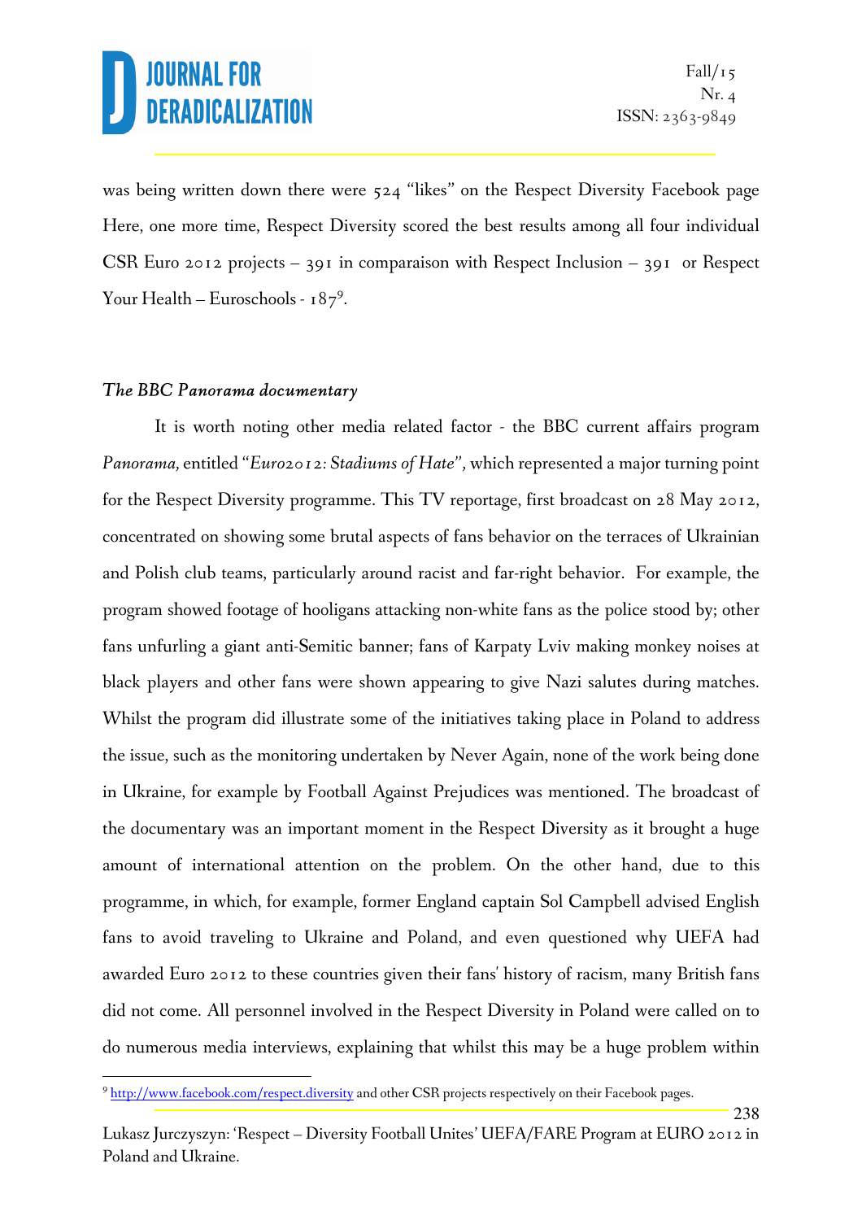was being written down there were 524 "likes" on the Respect Diversity Facebook page Here, one more time, Respect Diversity scored the best results among all four individual CSR Euro 2012 projects – 391 in comparaison with Respect Inclusion – 391 or Respect Your Health – Euroschools - 187[9].

### *The BBC Panorama documentary*

It is worth noting other media related factor - the BBC current affairs program *Panorama,* entitled "*Euro2012: Stadiums of Hate",* which represented a major turning point for the Respect Diversity programme. This TV reportage, first broadcast on 28 May 2012, concentrated on showing some brutal aspects of fans behavior on the terraces of Ukrainian and Polish club teams, particularly around racist and far-right behavior. For example, the program showed footage of hooligans attacking non-white fans as the police stood by; other fans unfurling a giant anti-Semitic banner; fans of Karpaty Lviv making monkey noises at black players and other fans were shown appearing to give Nazi salutes during matches. Whilst the program did illustrate some of the initiatives taking place in Poland to address the issue, such as the monitoring undertaken by Never Again, none of the work being done in Ukraine, for example by Football Against Prejudices was mentioned. The broadcast of the documentary was an important moment in the Respect Diversity as it brought a huge amount of international attention on the problem. On the other hand, due to this programme, in which, for example, former England captain Sol Campbell advised English fans to avoid traveling to Ukraine and Poland, and even questioned why UEFA had awarded Euro 2012 to these countries given their fans' history of racism, many British fans did not come. All personnel involved in the Respect Diversity in Poland were called on to do numerous media interviews, explaining that whilst this may be a huge problem within

---

[9] http://www.facebook.com/respect.diversity and other CSR projects respectively on their Facebook pages.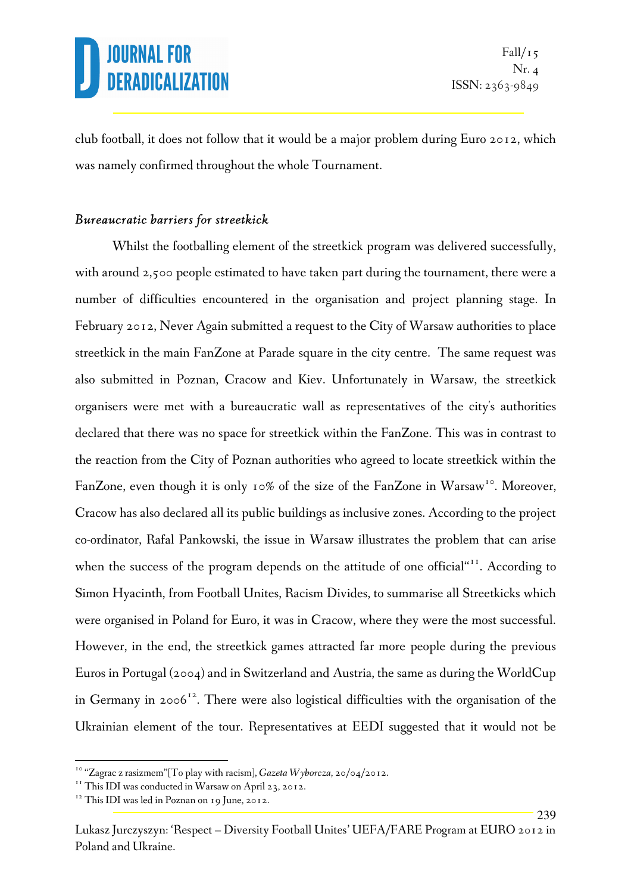club football, it does not follow that it would be a major problem during Euro 2012, which was namely confirmed throughout the whole Tournament.

*Bureaucratic barriers for streetkick*

Whilst the footballing element of the streetkick program was delivered successfully, with around 2,500 people estimated to have taken part during the tournament, there were a number of difficulties encountered in the organisation and project planning stage. In February 2012, Never Again submitted a request to the City of Warsaw authorities to place streetkick in the main FanZone at Parade square in the city centre. The same request was also submitted in Poznan, Cracow and Kiev. Unfortunately in Warsaw, the streetkick organisers were met with a bureaucratic wall as representatives of the city's authorities declared that there was no space for streetkick within the FanZone. This was in contrast to the reaction from the City of Poznan authorities who agreed to locate streetkick within the FanZone, even though it is only 10% of the size of the FanZone in Warsaw[10]. Moreover, Cracow has also declared all its public buildings as inclusive zones. According to the project co-ordinator, Rafal Pankowski, the issue in Warsaw illustrates the problem that can arise when the success of the program depends on the attitude of one official"[11]. According to Simon Hyacinth, from Football Unites, Racism Divides, to summarise all Streetkicks which were organised in Poland for Euro, it was in Cracow, where they were the most successful. However, in the end, the streetkick games attracted far more people during the previous Euros in Portugal (2004) and in Switzerland and Austria, the same as during the WorldCup in Germany in 2006[12]. There were also logistical difficulties with the organisation of the Ukrainian element of the tour. Representatives at EEDI suggested that it would not be

[10] "Zagrac z rasizmem"[To play with racism], *Gazeta Wyborcza*, 20/04/2012.

[11] This IDI was conducted in Warsaw on April 23, 2012.

[12] This IDI was led in Poznan on 19 June, 2012.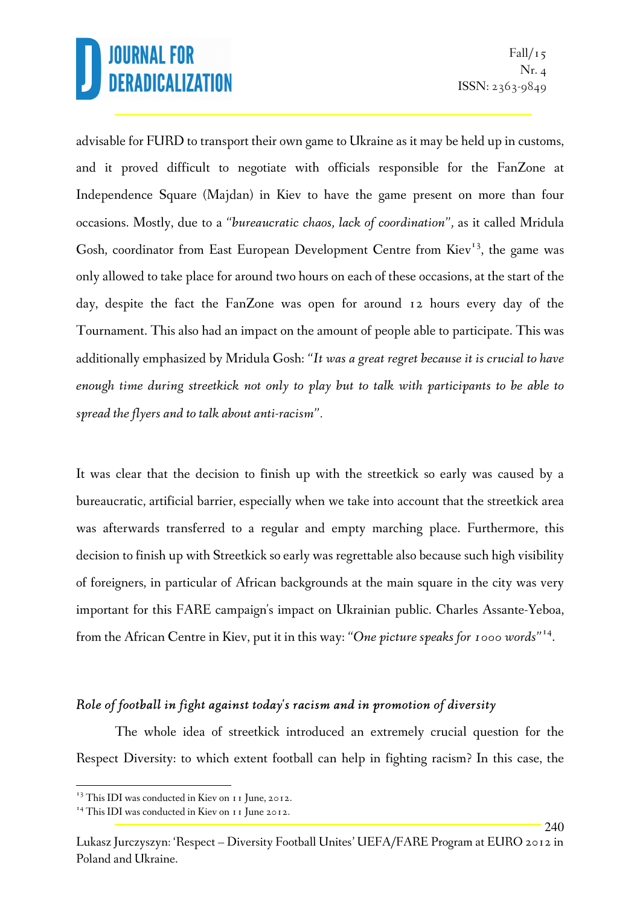advisable for FURD to transport their own game to Ukraine as it may be held up in customs, and it proved difficult to negotiate with officials responsible for the FanZone at Independence Square (Majdan) in Kiev to have the game present on more than four occasions. Mostly, due to a *"bureaucratic chaos, lack of coordination",* as it called Mridula Gosh, coordinator from East European Development Centre from Kiev[13], the game was only allowed to take place for around two hours on each of these occasions, at the start of the day, despite the fact the FanZone was open for around 12 hours every day of the Tournament. This also had an impact on the amount of people able to participate. This was additionally emphasized by Mridula Gosh: *"It was a great regret because it is crucial to have enough time during streetkick not only to play but to talk with participants to be able to spread the flyers and to talk about anti-racism"*.

It was clear that the decision to finish up with the streetkick so early was caused by a bureaucratic, artificial barrier, especially when we take into account that the streetkick area was afterwards transferred to a regular and empty marching place. Furthermore, this decision to finish up with Streetkick so early was regrettable also because such high visibility of foreigners, in particular of African backgrounds at the main square in the city was very important for this FARE campaign's impact on Ukrainian public. Charles Assante-Yeboa, from the African Centre in Kiev, put it in this way: *"One picture speaks for 1000 words"*[14].

### *Role of football in fight against today's racism and in promotion of diversity*

The whole idea of streetkick introduced an extremely crucial question for the Respect Diversity: to which extent football can help in fighting racism? In this case, the

[13] This IDI was conducted in Kiev on 11 June, 2012.

[14] This IDI was conducted in Kiev on 11 June 2012.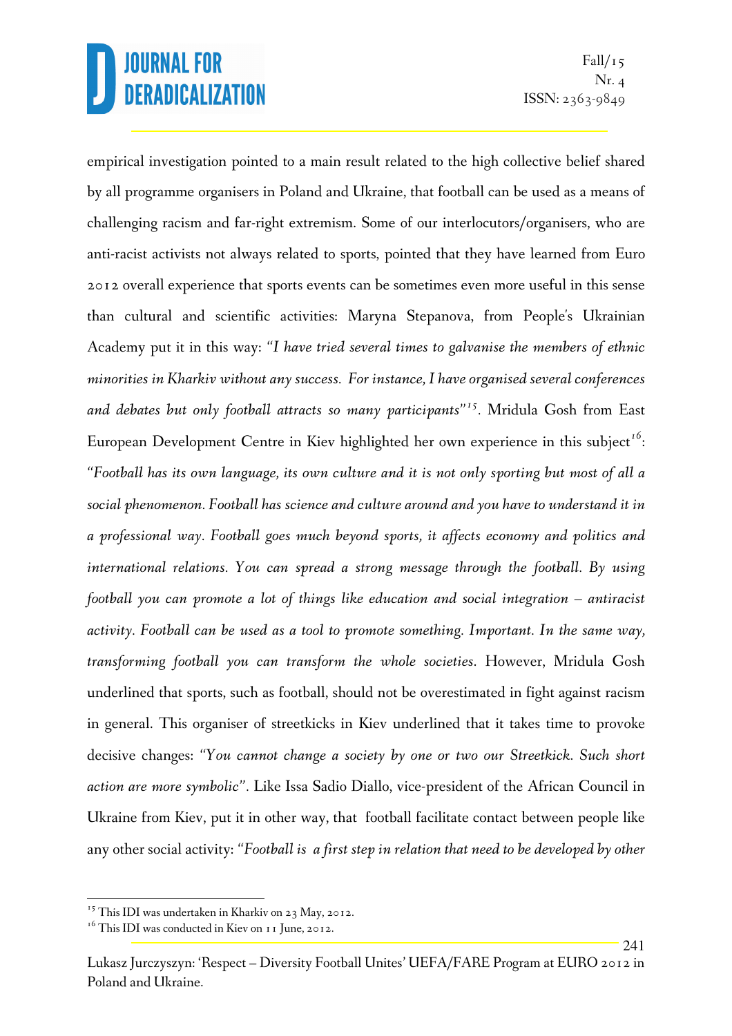empirical investigation pointed to a main result related to the high collective belief shared by all programme organisers in Poland and Ukraine, that football can be used as a means of challenging racism and far-right extremism. Some of our interlocutors/organisers, who are anti-racist activists not always related to sports, pointed that they have learned from Euro 2012 overall experience that sports events can be sometimes even more useful in this sense than cultural and scientific activities: Maryna Stepanova, from People's Ukrainian Academy put it in this way: *"I have tried several times to galvanise the members of ethnic minorities in Kharkiv without any success. For instance, I have organised several conferences and debates but only football attracts so many participants"*[15]. Mridula Gosh from East European Development Centre in Kiev highlighted her own experience in this subject[16]: *"Football has its own language, its own culture and it is not only sporting but most of all a social phenomenon. Football has science and culture around and you have to understand it in a professional way. Football goes much beyond sports, it affects economy and politics and international relations. You can spread a strong message through the football. By using football you can promote a lot of things like education and social integration – antiracist activity. Football can be used as a tool to promote something. Important. In the same way, transforming football you can transform the whole societies*. However, Mridula Gosh underlined that sports, such as football, should not be overestimated in fight against racism in general. This organiser of streetkicks in Kiev underlined that it takes time to provoke decisive changes: *"You cannot change a society by one or two our Streetkick. Such short action are more symbolic"*. Like Issa Sadio Diallo, vice-president of the African Council in Ukraine from Kiev, put it in other way, that football facilitate contact between people like any other social activity: *"Football is a first step in relation that need to be developed by other*

[15] This IDI was undertaken in Kharkiv on 23 May, 2012.

[16] This IDI was conducted in Kiev on 11 June, 2012.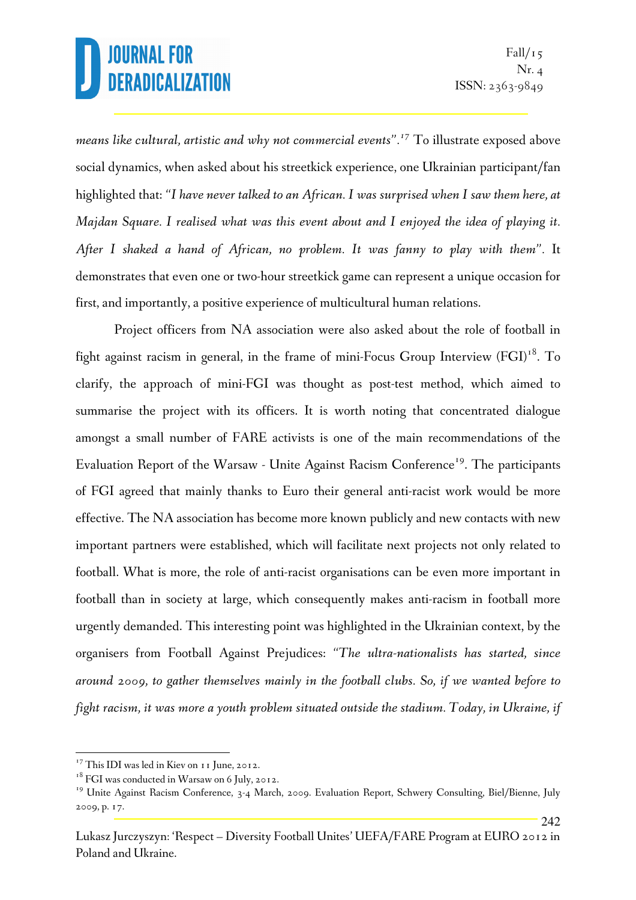*means like cultural, artistic and why not commercial events"*.[17] To illustrate exposed above social dynamics, when asked about his streetkick experience, one Ukrainian participant/fan highlighted that: *"I have never talked to an African. I was surprised when I saw them here, at Majdan Square. I realised what was this event about and I enjoyed the idea of playing it. After I shaked a hand of African, no problem. It was fanny to play with them"*. It demonstrates that even one or two-hour streetkick game can represent a unique occasion for first, and importantly, a positive experience of multicultural human relations.

Project officers from NA association were also asked about the role of football in fight against racism in general, in the frame of mini-Focus Group Interview (FGI)[18]. To clarify, the approach of mini-FGI was thought as post-test method, which aimed to summarise the project with its officers. It is worth noting that concentrated dialogue amongst a small number of FARE activists is one of the main recommendations of the Evaluation Report of the Warsaw - Unite Against Racism Conference[19]. The participants of FGI agreed that mainly thanks to Euro their general anti-racist work would be more effective. The NA association has become more known publicly and new contacts with new important partners were established, which will facilitate next projects not only related to football. What is more, the role of anti-racist organisations can be even more important in football than in society at large, which consequently makes anti-racism in football more urgently demanded. This interesting point was highlighted in the Ukrainian context, by the organisers from Football Against Prejudices: *"The ultra-nationalists has started, since around 2009, to gather themselves mainly in the football clubs. So, if we wanted before to fight racism, it was more a youth problem situated outside the stadium. Today, in Ukraine, if*

---

[17] This IDI was led in Kiev on 11 June, 2012.

[18] FGI was conducted in Warsaw on 6 July, 2012.

[19] Unite Against Racism Conference, 3-4 March, 2009. Evaluation Report, Schwery Consulting, Biel/Bienne, July 2009, p. 17.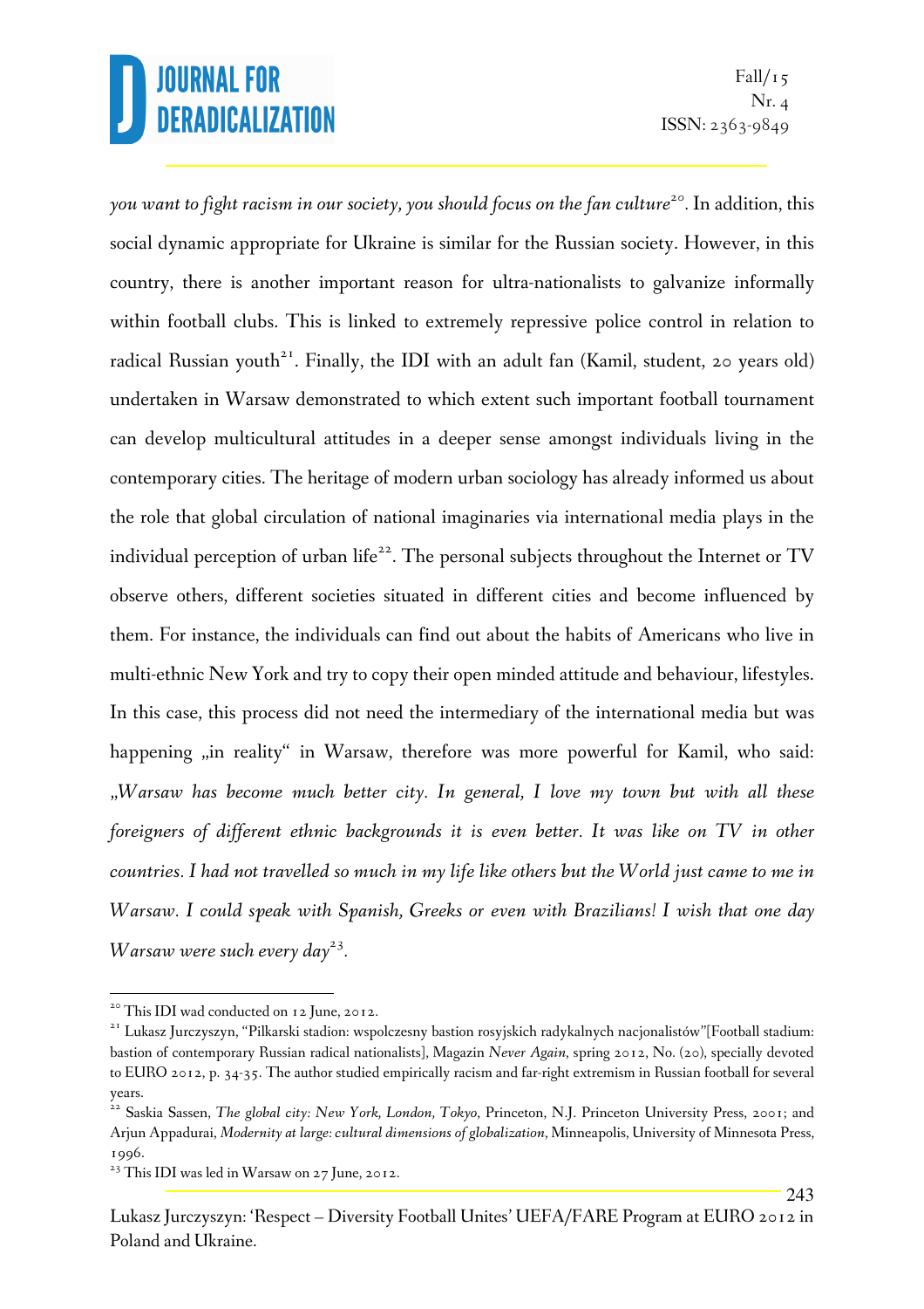*you want to fight racism in our society, you should focus on the fan culture*[20]. In addition, this social dynamic appropriate for Ukraine is similar for the Russian society. However, in this country, there is another important reason for ultra-nationalists to galvanize informally within football clubs. This is linked to extremely repressive police control in relation to radical Russian youth[21]. Finally, the IDI with an adult fan (Kamil, student, 20 years old) undertaken in Warsaw demonstrated to which extent such important football tournament can develop multicultural attitudes in a deeper sense amongst individuals living in the contemporary cities. The heritage of modern urban sociology has already informed us about the role that global circulation of national imaginaries via international media plays in the individual perception of urban life[22]. The personal subjects throughout the Internet or TV observe others, different societies situated in different cities and become influenced by them. For instance, the individuals can find out about the habits of Americans who live in multi-ethnic New York and try to copy their open minded attitude and behaviour, lifestyles. In this case, this process did not need the intermediary of the international media but was happening „in reality" in Warsaw, therefore was more powerful for Kamil, who said: *„Warsaw has become much better city. In general, I love my town but with all these foreigners of different ethnic backgrounds it is even better. It was like on TV in other countries. I had not travelled so much in my life like others but the World just came to me in Warsaw. I could speak with Spanish, Greeks or even with Brazilians! I wish that one day Warsaw were such every day*[23].

---

[20] This IDI wad conducted on 12 June, 2012.

[21] Lukasz Jurczyszyn, "Pilkarski stadion: wspolczesny bastion rosyjskich radykalnych nacjonalistów"[Football stadium: bastion of contemporary Russian radical nationalists], Magazin *Never Again*, spring 2012, No. (20), specially devoted to EURO 2012, p. 34-35. The author studied empirically racism and far-right extremism in Russian football for several years.

[22] Saskia Sassen, *The global city: New York, London, Tokyo*, Princeton, N.J. Princeton University Press, 2001; and Arjun Appadurai, *Modernity at large: cultural dimensions of globalization*, Minneapolis, University of Minnesota Press, 1996.

[23] This IDI was led in Warsaw on 27 June, 2012.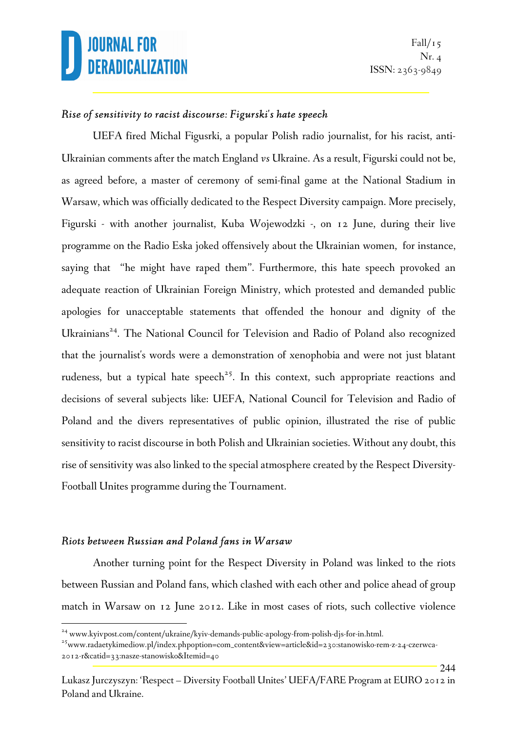*Rise of sensitivity to racist discourse: Figurski's hate speech*

UEFA fired Michal Figusrki, a popular Polish radio journalist, for his racist, anti-Ukrainian comments after the match England *vs* Ukraine. As a result, Figurski could not be, as agreed before, a master of ceremony of semi-final game at the National Stadium in Warsaw, which was officially dedicated to the Respect Diversity campaign. More precisely, Figurski - with another journalist, Kuba Wojewodzki -, on 12 June, during their live programme on the Radio Eska joked offensively about the Ukrainian women, for instance, saying that "he might have raped them". Furthermore, this hate speech provoked an adequate reaction of Ukrainian Foreign Ministry, which protested and demanded public apologies for unacceptable statements that offended the honour and dignity of the Ukrainians[24]. The National Council for Television and Radio of Poland also recognized that the journalist's words were a demonstration of xenophobia and were not just blatant rudeness, but a typical hate speech[25]. In this context, such appropriate reactions and decisions of several subjects like: UEFA, National Council for Television and Radio of Poland and the divers representatives of public opinion, illustrated the rise of public sensitivity to racist discourse in both Polish and Ukrainian societies. Without any doubt, this rise of sensitivity was also linked to the special atmosphere created by the Respect Diversity-Football Unites programme during the Tournament.

*Riots between Russian and Poland fans in Warsaw*

Another turning point for the Respect Diversity in Poland was linked to the riots between Russian and Poland fans, which clashed with each other and police ahead of group match in Warsaw on 12 June 2012. Like in most cases of riots, such collective violence

---

[24] www.kyivpost.com/content/ukraine/kyiv-demands-public-apology-from-polish-djs-for-in.html.

[25] www.radaetykimediow.pl/index.phpoption=com_content&view=article&id=230:stanowisko-rem-z-24-czerwca-2012-r&catid=33:nasze-stanowisko&Itemid=40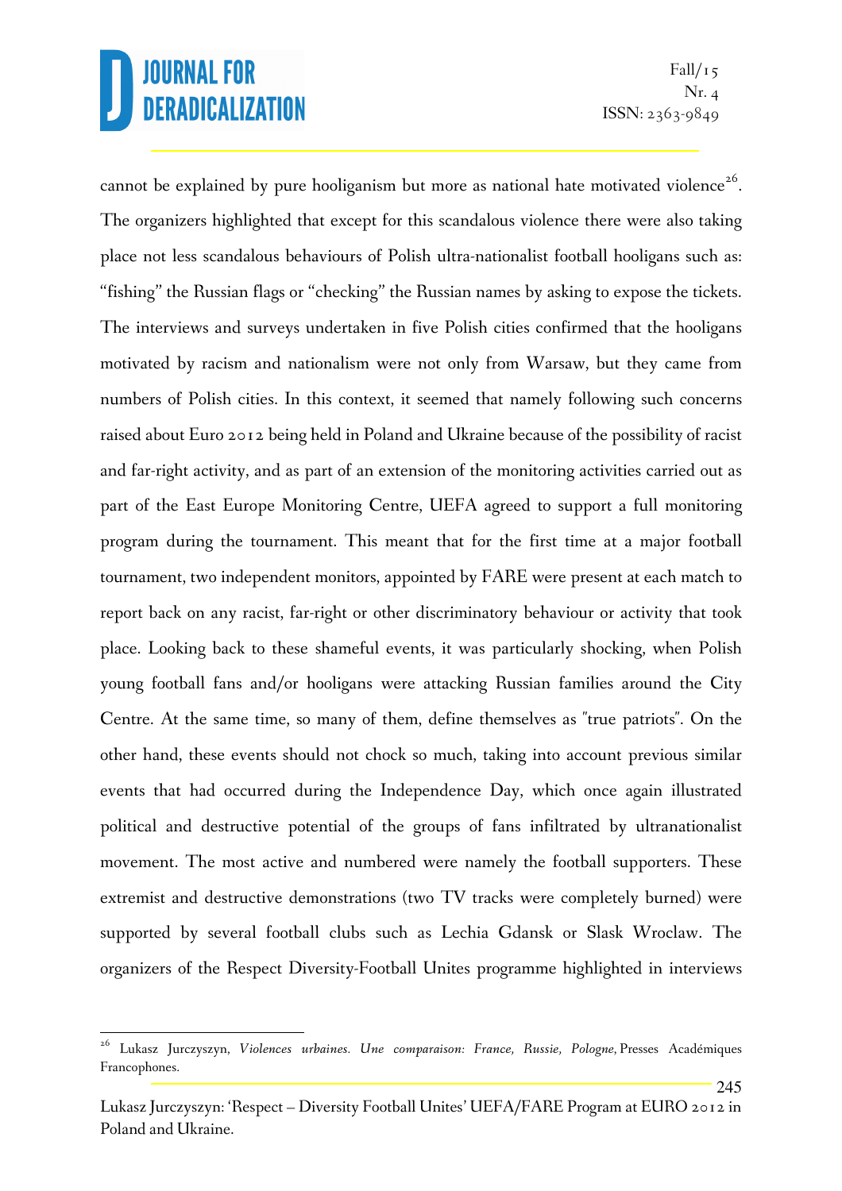cannot be explained by pure hooliganism but more as national hate motivated violence[26]. The organizers highlighted that except for this scandalous violence there were also taking place not less scandalous behaviours of Polish ultra-nationalist football hooligans such as: "fishing" the Russian flags or "checking" the Russian names by asking to expose the tickets. The interviews and surveys undertaken in five Polish cities confirmed that the hooligans motivated by racism and nationalism were not only from Warsaw, but they came from numbers of Polish cities. In this context, it seemed that namely following such concerns raised about Euro 2012 being held in Poland and Ukraine because of the possibility of racist and far-right activity, and as part of an extension of the monitoring activities carried out as part of the East Europe Monitoring Centre, UEFA agreed to support a full monitoring program during the tournament. This meant that for the first time at a major football tournament, two independent monitors, appointed by FARE were present at each match to report back on any racist, far-right or other discriminatory behaviour or activity that took place. Looking back to these shameful events, it was particularly shocking, when Polish young football fans and/or hooligans were attacking Russian families around the City Centre. At the same time, so many of them, define themselves as "true patriots". On the other hand, these events should not chock so much, taking into account previous similar events that had occurred during the Independence Day, which once again illustrated political and destructive potential of the groups of fans infiltrated by ultranationalist movement. The most active and numbered were namely the football supporters. These extremist and destructive demonstrations (two TV tracks were completely burned) were supported by several football clubs such as Lechia Gdansk or Slask Wroclaw. The organizers of the Respect Diversity-Football Unites programme highlighted in interviews

[26] Lukasz Jurczyszyn, *Violences urbaines. Une comparaison: France, Russie, Pologne*, Presses Académiques Francophones.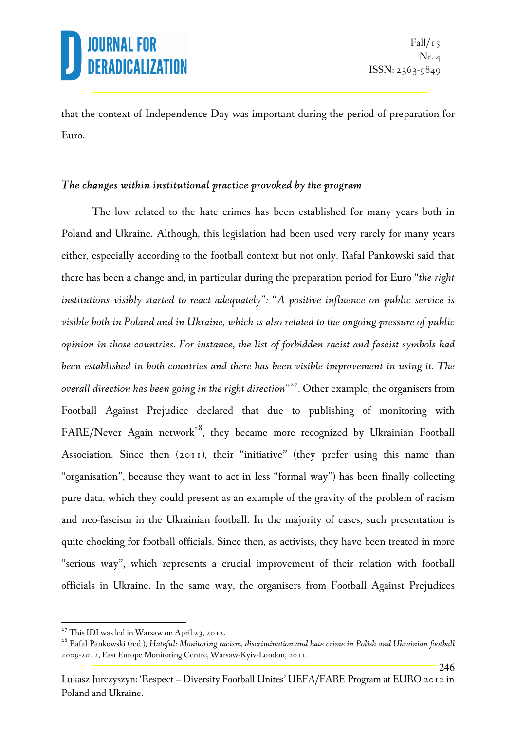that the context of Independence Day was important during the period of preparation for Euro.

### *The changes within institutional practice provoked by the program*

The low related to the hate crimes has been established for many years both in Poland and Ukraine. Although, this legislation had been used very rarely for many years either, especially according to the football context but not only. Rafal Pankowski said that there has been a change and, in particular during the preparation period for Euro *"the right institutions visibly started to react adequately"*: *"A positive influence on public service is visible both in Poland and in Ukraine, which is also related to the ongoing pressure of public opinion in those countries. For instance, the list of forbidden racist and fascist symbols had been established in both countries and there has been visible improvement in using it. The overall direction has been going in the right direction"*[27]. Other example, the organisers from Football Against Prejudice declared that due to publishing of monitoring with FARE/Never Again network[28], they became more recognized by Ukrainian Football Association. Since then (2011), their "initiative" (they prefer using this name than "organisation", because they want to act in less "formal way") has been finally collecting pure data, which they could present as an example of the gravity of the problem of racism and neo-fascism in the Ukrainian football. In the majority of cases, such presentation is quite chocking for football officials. Since then, as activists, they have been treated in more "serious way", which represents a crucial improvement of their relation with football officials in Ukraine. In the same way, the organisers from Football Against Prejudices

---

[27] This IDI was led in Warsaw on April 23, 2012.

[28] Rafal Pankowski (red.), *Hateful: Monitoring racism, discrimination and hate crime in Polish and Ukrainian football 2009-2011*, East Europe Monitoring Centre, Warsaw-Kyiv-London, 2011.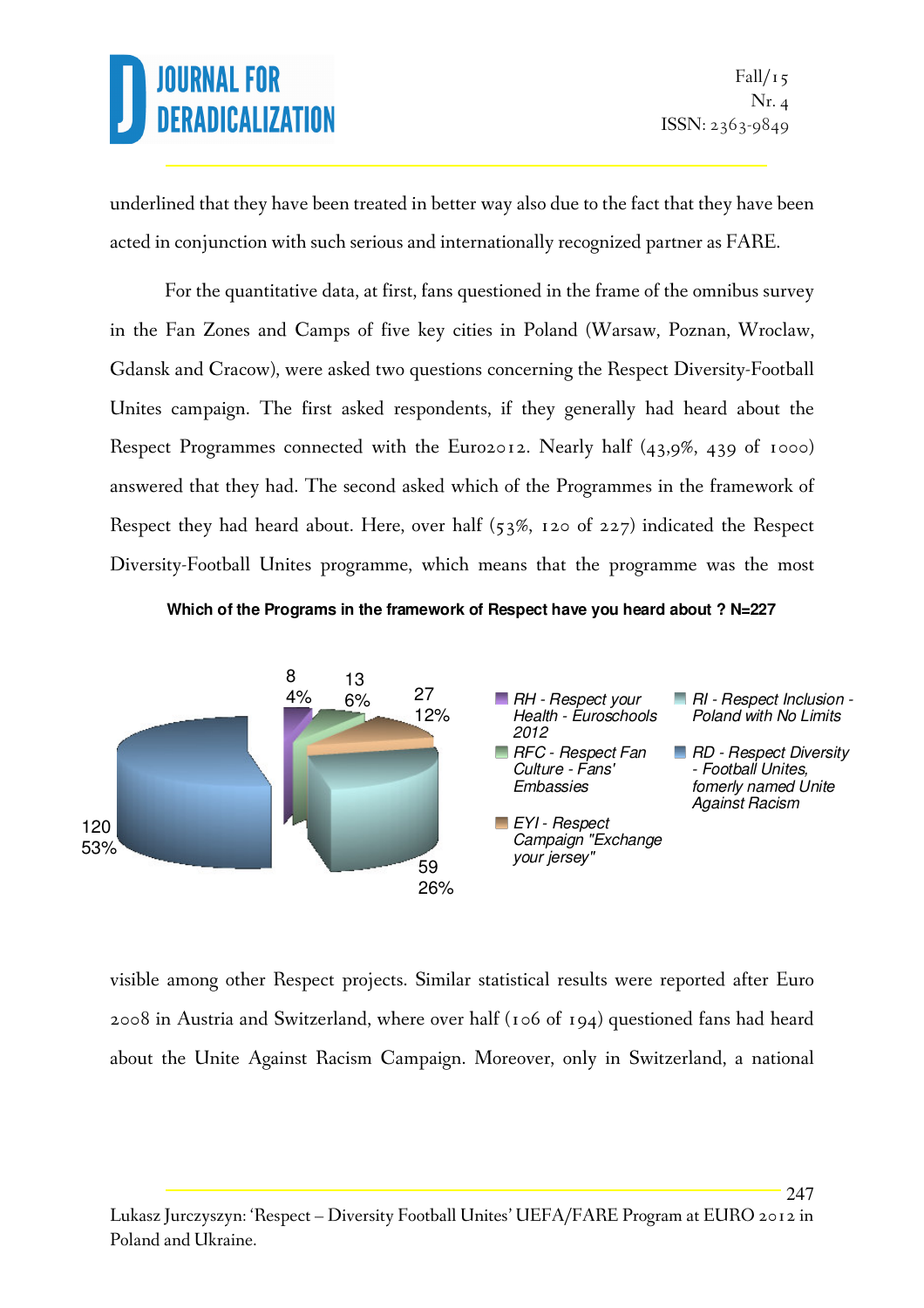underlined that they have been treated in better way also due to the fact that they have been acted in conjunction with such serious and internationally recognized partner as FARE.

For the quantitative data, at first, fans questioned in the frame of the omnibus survey in the Fan Zones and Camps of five key cities in Poland (Warsaw, Poznan, Wroclaw, Gdansk and Cracow), were asked two questions concerning the Respect Diversity-Football Unites campaign. The first asked respondents, if they generally had heard about the Respect Programmes connected with the Euro2012. Nearly half (43,9%, 439 of 1000) answered that they had. The second asked which of the Programmes in the framework of Respect they had heard about. Here, over half (53%, 120 of 227) indicated the Respect Diversity-Football Unites programme, which means that the programme was the most

**Which of the Programs in the framework of Respect have you heard about ? N=227**

| Programme | Number | Percent |
| --- | --- | --- |
| RH - Respect your Health - Euroschools 2012 | 8 | 4% |
| RFC - Respect Fan Culture - Fans' Embassies | 13 | 6% |
| EYI - Respect Campaign "Exchange your jersey" | 27 | 12% |
| RI - Respect Inclusion - Poland with No Limits | 59 | 26% |
| RD - Respect Diversity - Football Unites, fomerly named Unite Against Racism | 120 | 53% |

visible among other Respect projects. Similar statistical results were reported after Euro 2008 in Austria and Switzerland, where over half (106 of 194) questioned fans had heard about the Unite Against Racism Campaign. Moreover, only in Switzerland, a national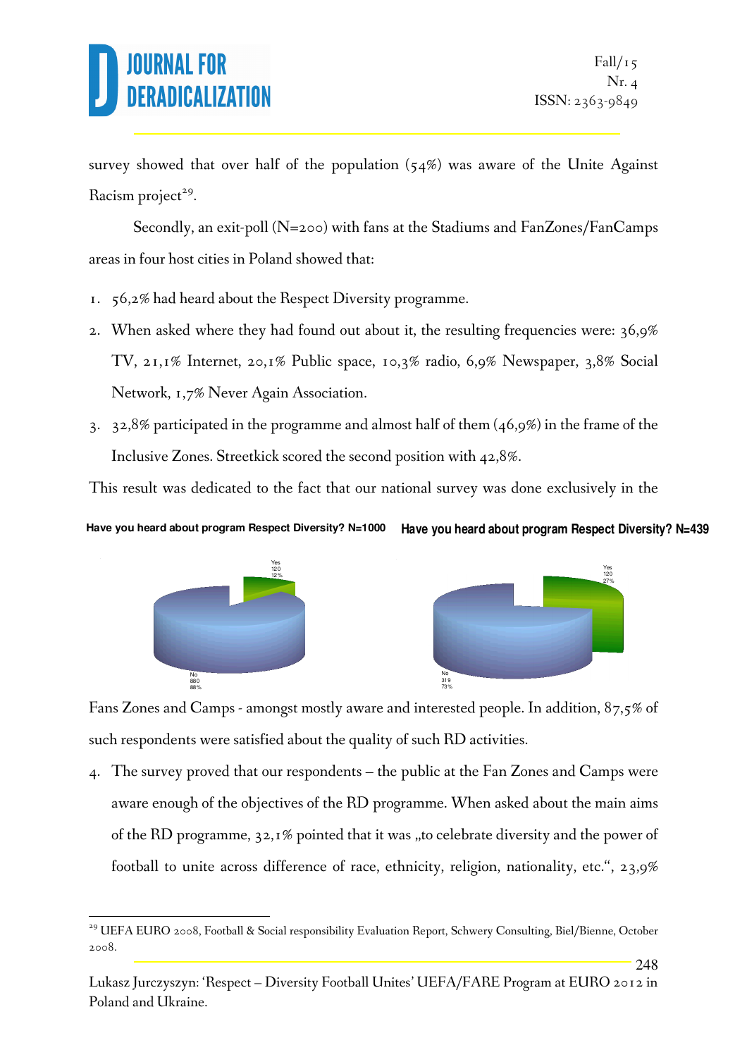survey showed that over half of the population (54%) was aware of the Unite Against Racism project[29].

Secondly, an exit-poll (N=200) with fans at the Stadiums and FanZones/FanCamps areas in four host cities in Poland showed that:

1. 56,2% had heard about the Respect Diversity programme.
2. When asked where they had found out about it, the resulting frequencies were: 36,9% TV, 21,1% Internet, 20,1% Public space, 10,3% radio, 6,9% Newspaper, 3,8% Social Network, 1,7% Never Again Association.
3. 32,8% participated in the programme and almost half of them (46,9%) in the frame of the Inclusive Zones. Streetkick scored the second position with 42,8%.

This result was dedicated to the fact that our national survey was done exclusively in the

**Have you heard about program Respect Diversity? N=1000**

Yes 120 12%

No 880 88%

**Have you heard about program Respect Diversity? N=439**

Yes 120 27%

No 319 73%

Fans Zones and Camps - amongst mostly aware and interested people. In addition, 87,5% of such respondents were satisfied about the quality of such RD activities.

4. The survey proved that our respondents – the public at the Fan Zones and Camps were aware enough of the objectives of the RD programme. When asked about the main aims of the RD programme, 32,1% pointed that it was „to celebrate diversity and the power of football to unite across difference of race, ethnicity, religion, nationality, etc.", 23,9%

---

[29] UEFA EURO 2008, Football & Social responsibility Evaluation Report, Schwery Consulting, Biel/Bienne, October 2008.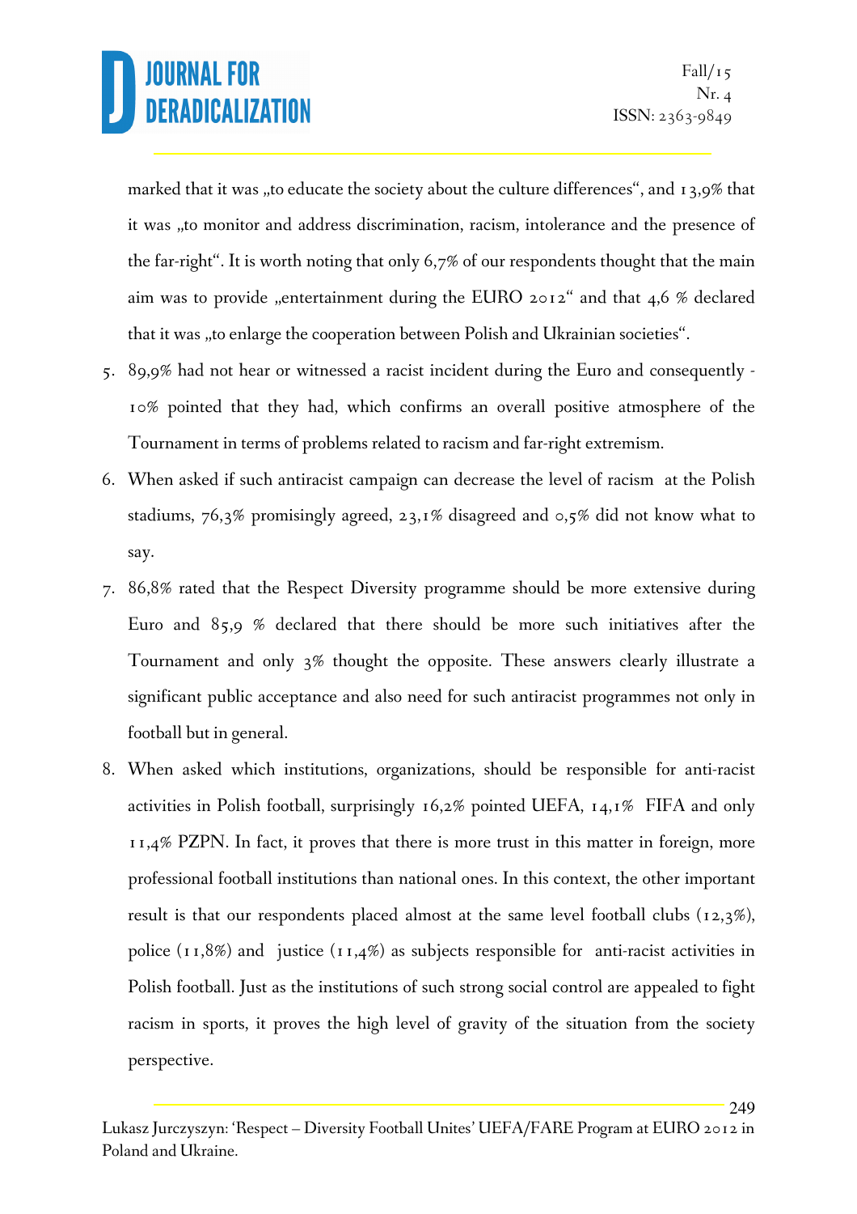marked that it was „to educate the society about the culture differences", and 13,9% that it was „to monitor and address discrimination, racism, intolerance and the presence of the far-right". It is worth noting that only 6,7% of our respondents thought that the main aim was to provide „entertainment during the EURO 2012" and that 4,6 % declared that it was „to enlarge the cooperation between Polish and Ukrainian societies".

5. 89,9% had not hear or witnessed a racist incident during the Euro and consequently - 10% pointed that they had, which confirms an overall positive atmosphere of the Tournament in terms of problems related to racism and far-right extremism.
6. When asked if such antiracist campaign can decrease the level of racism at the Polish stadiums, 76,3% promisingly agreed, 23,1% disagreed and 0,5% did not know what to say.
7. 86,8% rated that the Respect Diversity programme should be more extensive during Euro and 85,9 % declared that there should be more such initiatives after the Tournament and only 3% thought the opposite. These answers clearly illustrate a significant public acceptance and also need for such antiracist programmes not only in football but in general.
8. When asked which institutions, organizations, should be responsible for anti-racist activities in Polish football, surprisingly 16,2% pointed UEFA, 14,1% FIFA and only 11,4% PZPN. In fact, it proves that there is more trust in this matter in foreign, more professional football institutions than national ones. In this context, the other important result is that our respondents placed almost at the same level football clubs (12,3%), police (11,8%) and justice (11,4%) as subjects responsible for anti-racist activities in Polish football. Just as the institutions of such strong social control are appealed to fight racism in sports, it proves the high level of gravity of the situation from the society perspective.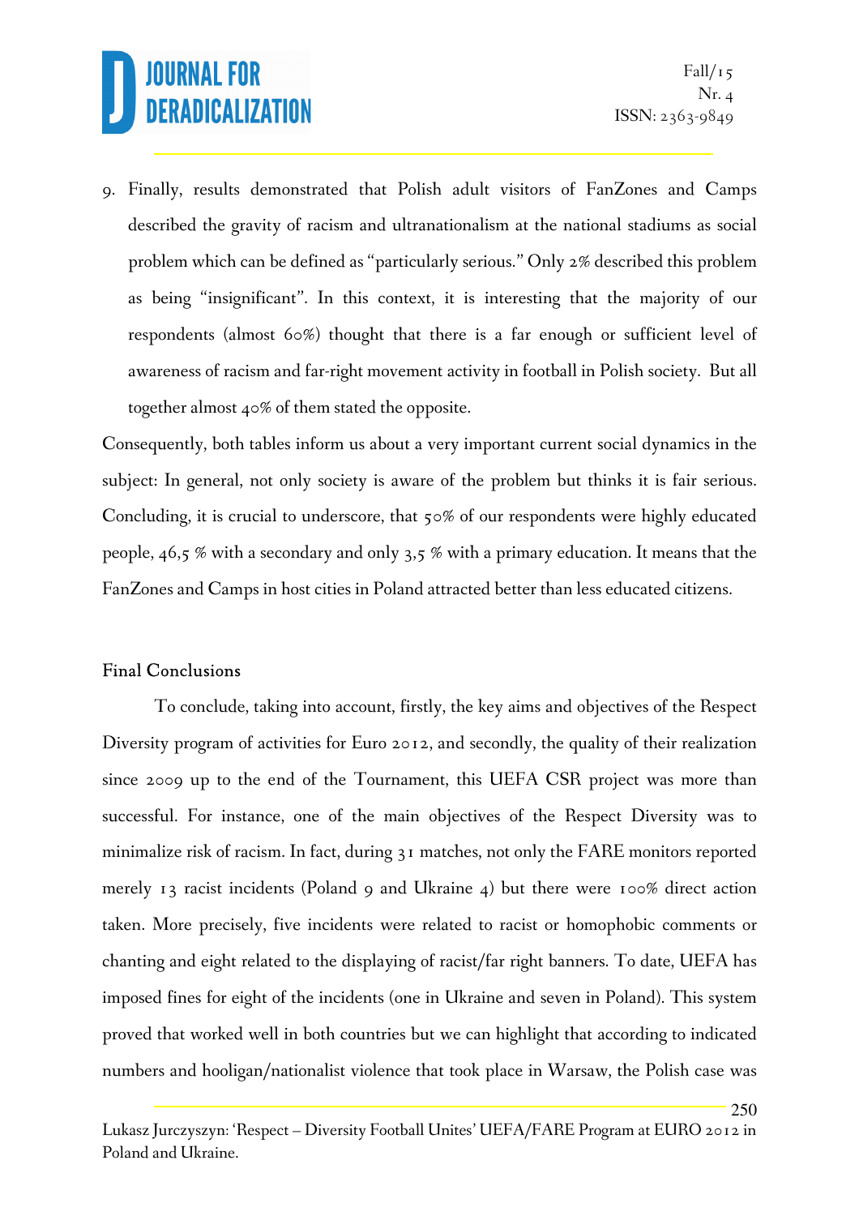9. Finally, results demonstrated that Polish adult visitors of FanZones and Camps described the gravity of racism and ultranationalism at the national stadiums as social problem which can be defined as "particularly serious." Only 2% described this problem as being "insignificant". In this context, it is interesting that the majority of our respondents (almost 60%) thought that there is a far enough or sufficient level of awareness of racism and far-right movement activity in football in Polish society. But all together almost 40% of them stated the opposite.

Consequently, both tables inform us about a very important current social dynamics in the subject: In general, not only society is aware of the problem but thinks it is fair serious. Concluding, it is crucial to underscore, that 50% of our respondents were highly educated people, 46,5 % with a secondary and only 3,5 % with a primary education. It means that the FanZones and Camps in host cities in Poland attracted better than less educated citizens.

## Final Conclusions

To conclude, taking into account, firstly, the key aims and objectives of the Respect Diversity program of activities for Euro 2012, and secondly, the quality of their realization since 2009 up to the end of the Tournament, this UEFA CSR project was more than successful. For instance, one of the main objectives of the Respect Diversity was to minimalize risk of racism. In fact, during 31 matches, not only the FARE monitors reported merely 13 racist incidents (Poland 9 and Ukraine 4) but there were 100% direct action taken. More precisely, five incidents were related to racist or homophobic comments or chanting and eight related to the displaying of racist/far right banners. To date, UEFA has imposed fines for eight of the incidents (one in Ukraine and seven in Poland). This system proved that worked well in both countries but we can highlight that according to indicated numbers and hooligan/nationalist violence that took place in Warsaw, the Polish case was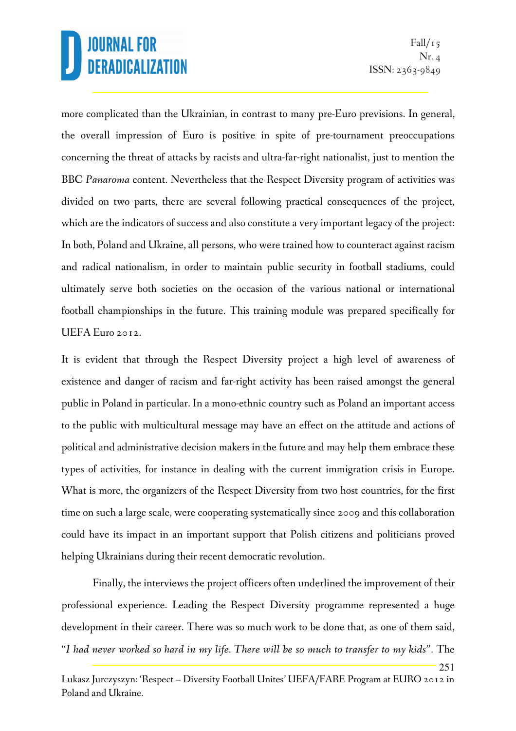more complicated than the Ukrainian, in contrast to many pre-Euro previsions. In general, the overall impression of Euro is positive in spite of pre-tournament preoccupations concerning the threat of attacks by racists and ultra-far-right nationalist, just to mention the BBC *Panaroma* content. Nevertheless that the Respect Diversity program of activities was divided on two parts, there are several following practical consequences of the project, which are the indicators of success and also constitute a very important legacy of the project: In both, Poland and Ukraine, all persons, who were trained how to counteract against racism and radical nationalism, in order to maintain public security in football stadiums, could ultimately serve both societies on the occasion of the various national or international football championships in the future. This training module was prepared specifically for UEFA Euro 2012.

It is evident that through the Respect Diversity project a high level of awareness of existence and danger of racism and far-right activity has been raised amongst the general public in Poland in particular. In a mono-ethnic country such as Poland an important access to the public with multicultural message may have an effect on the attitude and actions of political and administrative decision makers in the future and may help them embrace these types of activities, for instance in dealing with the current immigration crisis in Europe. What is more, the organizers of the Respect Diversity from two host countries, for the first time on such a large scale, were cooperating systematically since 2009 and this collaboration could have its impact in an important support that Polish citizens and politicians proved helping Ukrainians during their recent democratic revolution.

Finally, the interviews the project officers often underlined the improvement of their professional experience. Leading the Respect Diversity programme represented a huge development in their career. There was so much work to be done that, as one of them said, *"I had never worked so hard in my life. There will be so much to transfer to my kids"*. The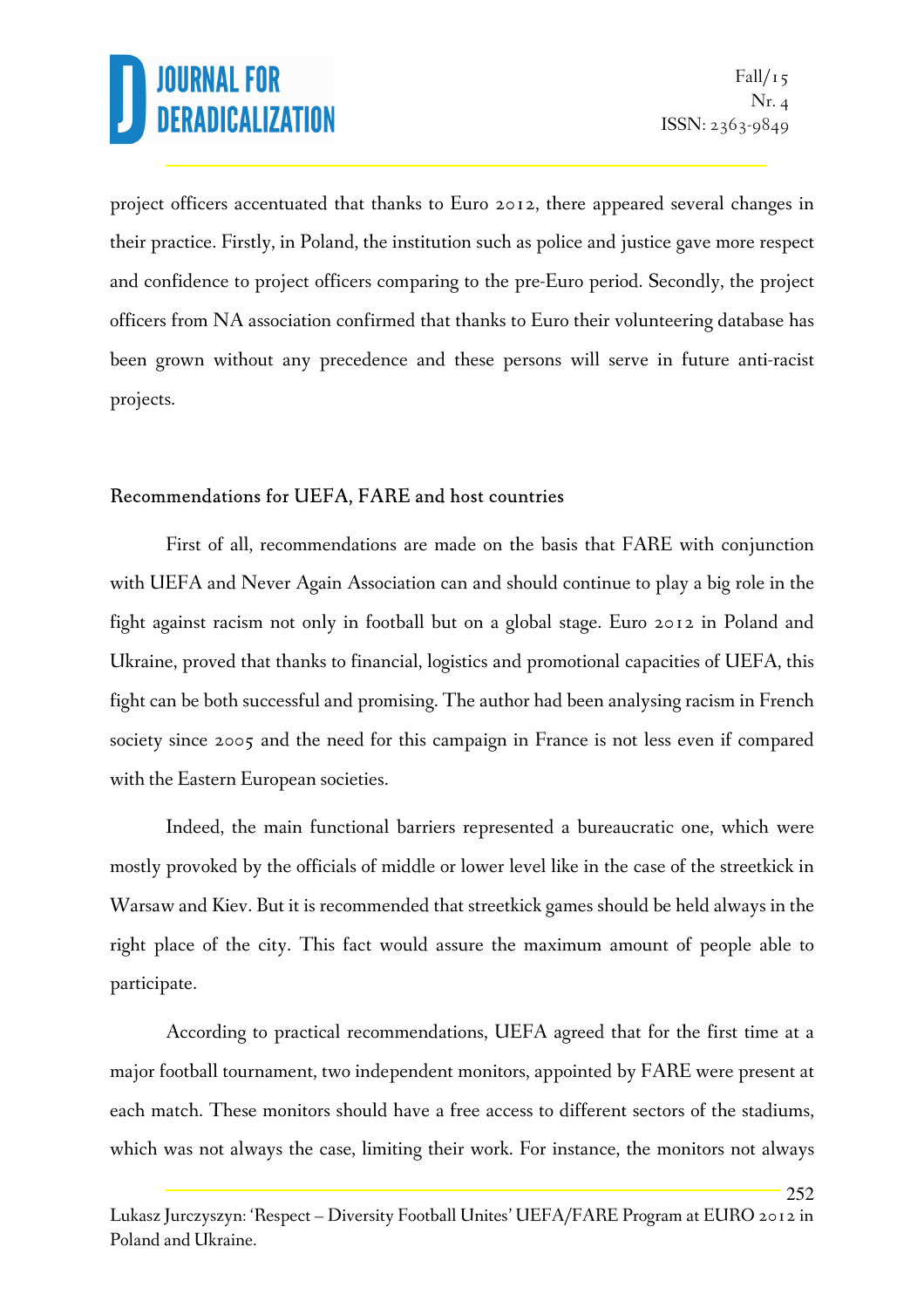project officers accentuated that thanks to Euro 2012, there appeared several changes in their practice. Firstly, in Poland, the institution such as police and justice gave more respect and confidence to project officers comparing to the pre-Euro period. Secondly, the project officers from NA association confirmed that thanks to Euro their volunteering database has been grown without any precedence and these persons will serve in future anti-racist projects.

## Recommendations for UEFA, FARE and host countries

First of all, recommendations are made on the basis that FARE with conjunction with UEFA and Never Again Association can and should continue to play a big role in the fight against racism not only in football but on a global stage. Euro 2012 in Poland and Ukraine, proved that thanks to financial, logistics and promotional capacities of UEFA, this fight can be both successful and promising. The author had been analysing racism in French society since 2005 and the need for this campaign in France is not less even if compared with the Eastern European societies.

Indeed, the main functional barriers represented a bureaucratic one, which were mostly provoked by the officials of middle or lower level like in the case of the streetkick in Warsaw and Kiev. But it is recommended that streetkick games should be held always in the right place of the city. This fact would assure the maximum amount of people able to participate.

According to practical recommendations, UEFA agreed that for the first time at a major football tournament, two independent monitors, appointed by FARE were present at each match. These monitors should have a free access to different sectors of the stadiums, which was not always the case, limiting their work. For instance, the monitors not always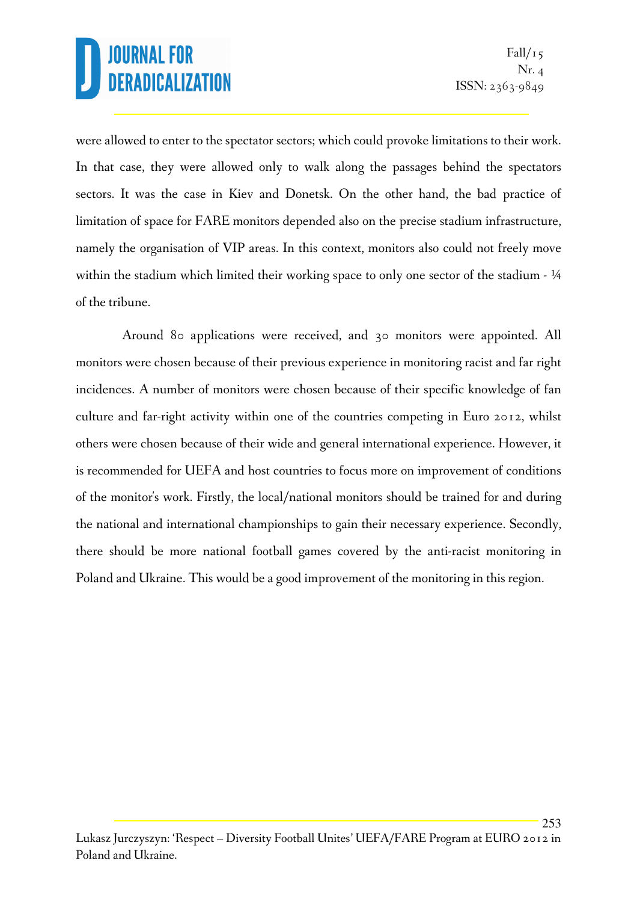were allowed to enter to the spectator sectors; which could provoke limitations to their work. In that case, they were allowed only to walk along the passages behind the spectators sectors. It was the case in Kiev and Donetsk. On the other hand, the bad practice of limitation of space for FARE monitors depended also on the precise stadium infrastructure, namely the organisation of VIP areas. In this context, monitors also could not freely move within the stadium which limited their working space to only one sector of the stadium - ¼ of the tribune.

Around 80 applications were received, and 30 monitors were appointed. All monitors were chosen because of their previous experience in monitoring racist and far right incidences. A number of monitors were chosen because of their specific knowledge of fan culture and far-right activity within one of the countries competing in Euro 2012, whilst others were chosen because of their wide and general international experience. However, it is recommended for UEFA and host countries to focus more on improvement of conditions of the monitor's work. Firstly, the local/national monitors should be trained for and during the national and international championships to gain their necessary experience. Secondly, there should be more national football games covered by the anti-racist monitoring in Poland and Ukraine. This would be a good improvement of the monitoring in this region.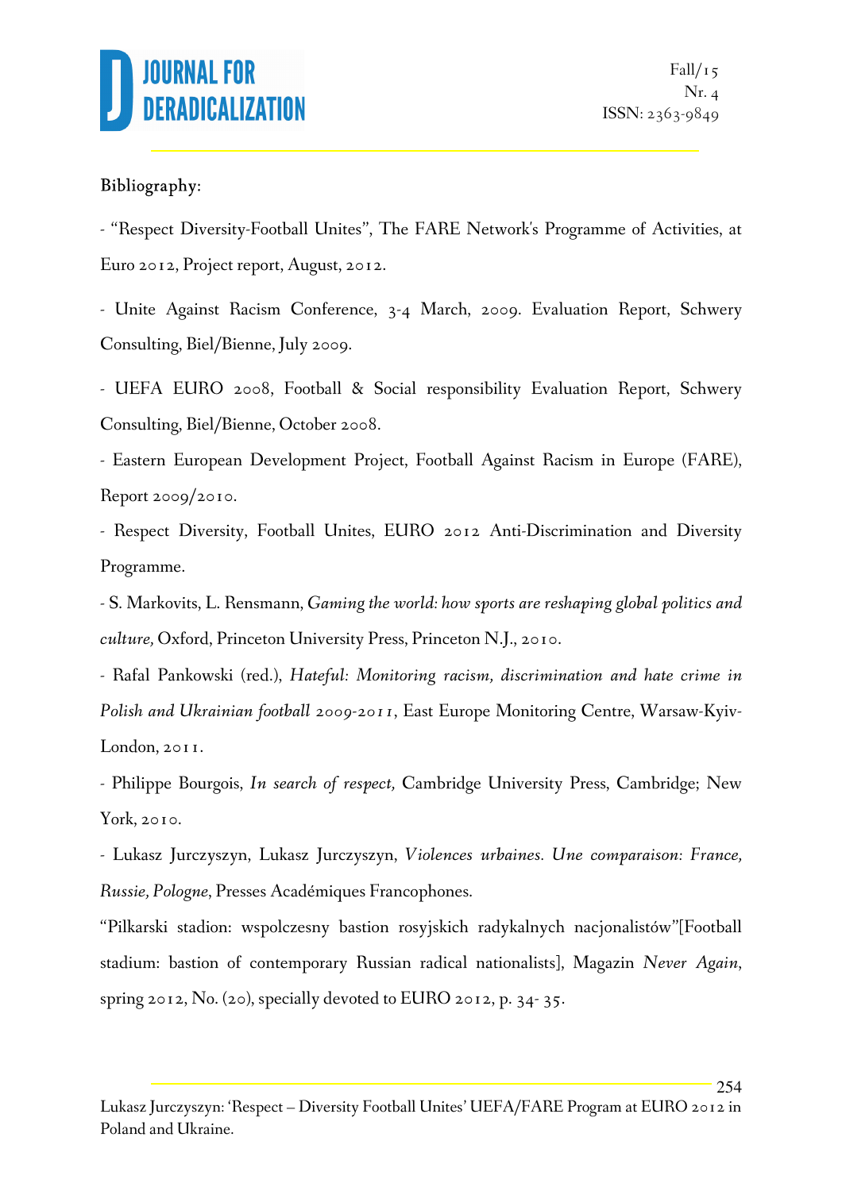Bibliography:

- “Respect Diversity-Football Unites”, The FARE Network's Programme of Activities, at Euro 2012, Project report, August, 2012.

- Unite Against Racism Conference, 3-4 March, 2009. Evaluation Report, Schwery Consulting, Biel/Bienne, July 2009.

- UEFA EURO 2008, Football & Social responsibility Evaluation Report, Schwery Consulting, Biel/Bienne, October 2008.

- Eastern European Development Project, Football Against Racism in Europe (FARE), Report 2009/2010.

- Respect Diversity, Football Unites, EURO 2012 Anti-Discrimination and Diversity Programme.

- S. Markovits, L. Rensmann, *Gaming the world: how sports are reshaping global politics and culture,* Oxford, Princeton University Press, Princeton N.J., 2010.

- Rafal Pankowski (red.), *Hateful: Monitoring racism, discrimination and hate crime in Polish and Ukrainian football 2009-2011*, East Europe Monitoring Centre, Warsaw-Kyiv-London, 2011.

- Philippe Bourgois, *In search of respect,* Cambridge University Press, Cambridge; New York, 2010.

- Lukasz Jurczyszyn, Lukasz Jurczyszyn, *Violences urbaines. Une comparaison: France, Russie, Pologne*, Presses Académiques Francophones.

“Pilkarski stadion: wspolczesny bastion rosyjskich radykalnych nacjonalistów”[Football stadium: bastion of contemporary Russian radical nationalists], Magazin *Never Again*, spring 2012, No. (20), specially devoted to EURO 2012, p. 34- 35.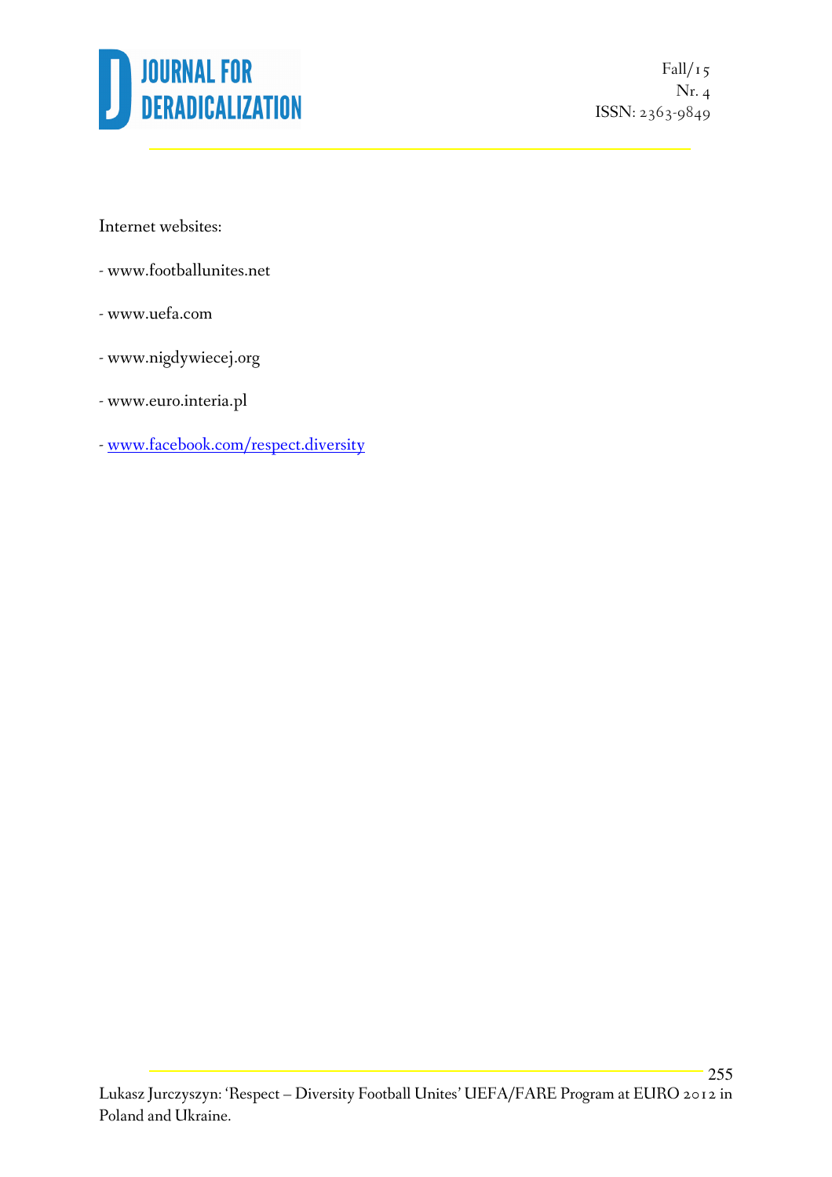Internet websites:

- www.footballunites.net
- www.uefa.com
- www.nigdywiecej.org
- www.euro.interia.pl
- www.facebook.com/respect.diversity